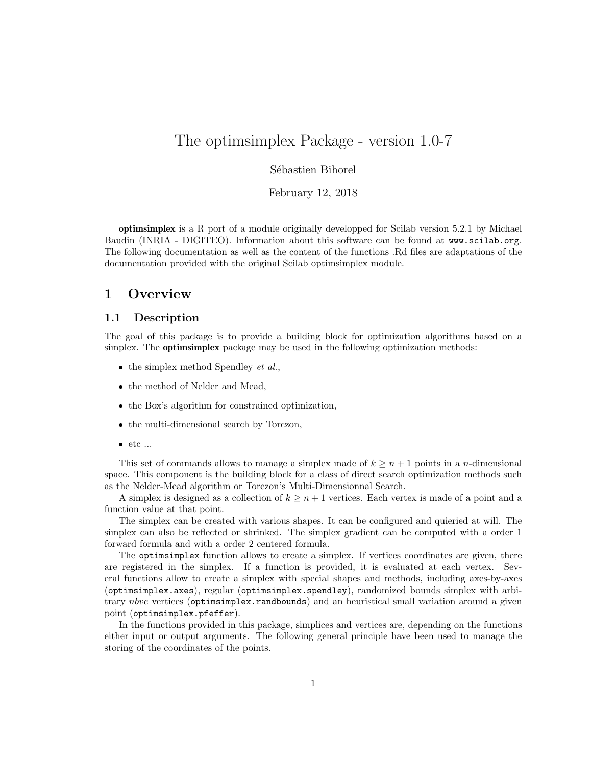# The optimsimplex Package - version 1.0-7

Sébastien Bihorel

February 12, 2018

**optimsimplex** is a R port of a module originally developped for Scilab version 5.2.1 by Michael Baudin (INRIA - DIGITEO). Information about this software can be found at `www.scilab.org`. The following documentation as well as the content of the functions .Rd files are adaptations of the documentation provided with the original Scilab optimsimplex module.

## 1 Overview

### 1.1 Description

The goal of this package is to provide a building block for optimization algorithms based on a simplex. The **optimsimplex** package may be used in the following optimization methods:

- the simplex method Spendley *et al.*,
- the method of Nelder and Mead,
- the Box's algorithm for constrained optimization,
- the multi-dimensional search by Torczon,
- etc ...

This set of commands allows to manage a simplex made of $k \geq n+1$ points in a $n$-dimensional space. This component is the building block for a class of direct search optimization methods such as the Nelder-Mead algorithm or Torczon's Multi-Dimensionnal Search.

A simplex is designed as a collection of $k \geq n+1$ vertices. Each vertex is made of a point and a function value at that point.

The simplex can be created with various shapes. It can be configured and quieried at will. The simplex can also be reflected or shrinked. The simplex gradient can be computed with a order 1 forward formula and with a order 2 centered formula.

The `optimsimplex` function allows to create a simplex. If vertices coordinates are given, there are registered in the simplex. If a function is provided, it is evaluated at each vertex. Several functions allow to create a simplex with special shapes and methods, including axes-by-axes (`optimsimplex.axes`), regular (`optimsimplex.spendley`), randomized bounds simplex with arbitrary *nbve* vertices (`optimsimplex.randbounds`) and an heuristical small variation around a given point (`optimsimplex.pfeffer`).

In the functions provided in this package, simplices and vertices are, depending on the functions either input or output arguments. The following general principle have been used to manage the storing of the coordinates of the points.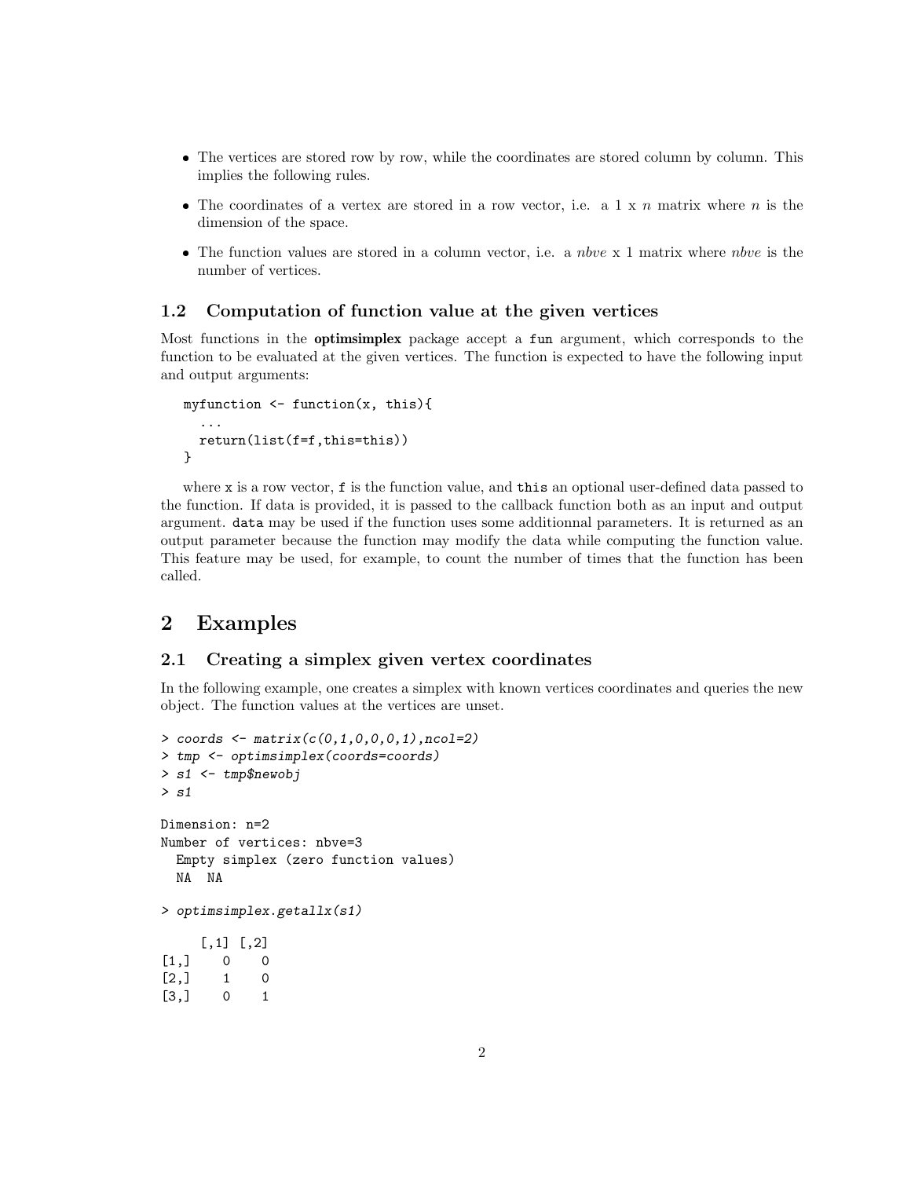- The vertices are stored row by row, while the coordinates are stored column by column. This implies the following rules.
- The coordinates of a vertex are stored in a row vector, i.e. a 1 x $n$ matrix where $n$ is the dimension of the space.
- The function values are stored in a column vector, i.e. a *nbve* x 1 matrix where *nbve* is the number of vertices.

### 1.2 Computation of function value at the given vertices

Most functions in the **optimsimplex** package accept a `fun` argument, which corresponds to the function to be evaluated at the given vertices. The function is expected to have the following input and output arguments:

```
myfunction <- function(x, this){
  ...
  return(list(f=f,this=this))
}
```

where `x` is a row vector, `f` is the function value, and `this` an optional user-defined data passed to the function. If data is provided, it is passed to the callback function both as an input and output argument. `data` may be used if the function uses some additionnal parameters. It is returned as an output parameter because the function may modify the data while computing the function value. This feature may be used, for example, to count the number of times that the function has been called.

## 2 Examples

### 2.1 Creating a simplex given vertex coordinates

In the following example, one creates a simplex with known vertices coordinates and queries the new object. The function values at the vertices are unset.

```
> coords <- matrix(c(0,1,0,0,0,1),ncol=2)
> tmp <- optimsimplex(coords=coords)
> s1 <- tmp$newobj
> s1

Dimension: n=2
Number of vertices: nbve=3
  Empty simplex (zero function values)
  NA  NA

> optimsimplex.getallx(s1)

     [,1] [,2]
[1,]    0    0
[2,]    1    0
[3,]    0    1
```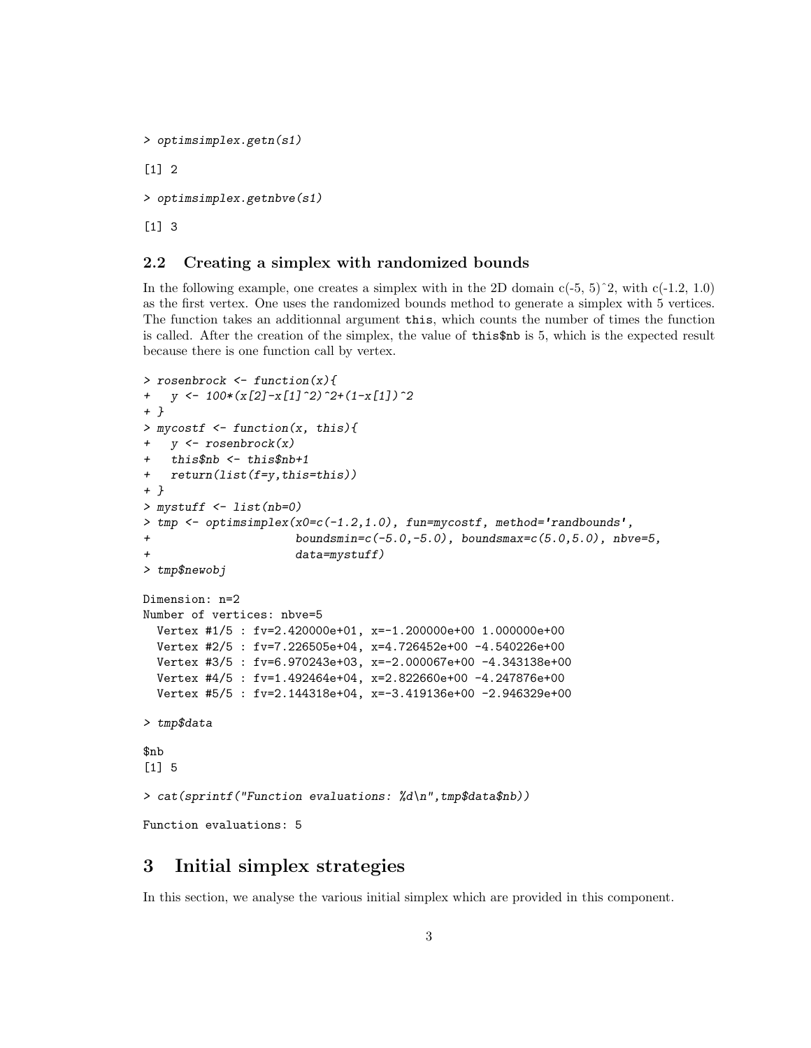```
> optimsimplex.getn(s1)

[1] 2

> optimsimplex.getnbve(s1)

[1] 3
```

### 2.2 Creating a simplex with randomized bounds

In the following example, one creates a simplex with in the 2D domain c(-5, 5)^2, with c(-1.2, 1.0) as the first vertex. One uses the randomized bounds method to generate a simplex with 5 vertices. The function takes an additionnal argument `this`, which counts the number of times the function is called. After the creation of the simplex, the value of `this$nb` is 5, which is the expected result because there is one function call by vertex.

```
> rosenbrock <- function(x){
+   y <- 100*(x[2]-x[1]^2)^2+(1-x[1])^2
+ }
> mycostf <- function(x, this){
+   y <- rosenbrock(x)
+   this$nb <- this$nb+1
+   return(list(f=y,this=this))
+ }
> mystuff <- list(nb=0)
> tmp <- optimsimplex(x0=c(-1.2,1.0), fun=mycostf, method='randbounds',
+                     boundsmin=c(-5.0,-5.0), boundsmax=c(5.0,5.0), nbve=5,
+                     data=mystuff)
> tmp$newobj

Dimension: n=2
Number of vertices: nbve=5
  Vertex #1/5 : fv=2.420000e+01, x=-1.200000e+00 1.000000e+00
  Vertex #2/5 : fv=7.226505e+04, x=4.726452e+00 -4.540226e+00
  Vertex #3/5 : fv=6.970243e+03, x=-2.000067e+00 -4.343138e+00
  Vertex #4/5 : fv=1.492464e+04, x=2.822660e+00 -4.247876e+00
  Vertex #5/5 : fv=2.144318e+04, x=-3.419136e+00 -2.946329e+00

> tmp$data

$nb
[1] 5

> cat(sprintf("Function evaluations: %d\n",tmp$data$nb))

Function evaluations: 5
```

## 3 Initial simplex strategies

In this section, we analyse the various initial simplex which are provided in this component.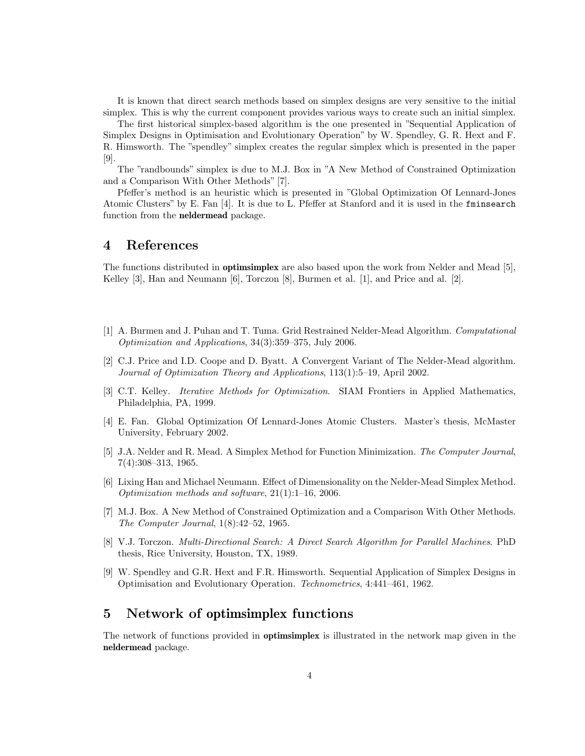It is known that direct search methods based on simplex designs are very sensitive to the initial simplex. This is why the current component provides various ways to create such an initial simplex.

The first historical simplex-based algorithm is the one presented in "Sequential Application of Simplex Designs in Optimisation and Evolutionary Operation" by W. Spendley, G. R. Hext and F. R. Himsworth. The "spendley" simplex creates the regular simplex which is presented in the paper [9].

The "randbounds" simplex is due to M.J. Box in "A New Method of Constrained Optimization and a Comparison With Other Methods" [7].

Pfeffer's method is an heuristic which is presented in "Global Optimization Of Lennard-Jones Atomic Clusters" by E. Fan [4]. It is due to L. Pfeffer at Stanford and it is used in the `fminsearch` function from the **neldermead** package.

## 4 References

The functions distributed in **optimsimplex** are also based upon the work from Nelder and Mead [5], Kelley [3], Han and Neumann [6], Torczon [8], Burmen et al. [1], and Price and al. [2].

[1] A. Burmen and J. Puhan and T. Tuma. Grid Restrained Nelder-Mead Algorithm. *Computational Optimization and Applications*, 34(3):359–375, July 2006.

[2] C.J. Price and I.D. Coope and D. Byatt. A Convergent Variant of The Nelder-Mead algorithm. *Journal of Optimization Theory and Applications*, 113(1):5–19, April 2002.

[3] C.T. Kelley. *Iterative Methods for Optimization*. SIAM Frontiers in Applied Mathematics, Philadelphia, PA, 1999.

[4] E. Fan. Global Optimization Of Lennard-Jones Atomic Clusters. Master's thesis, McMaster University, February 2002.

[5] J.A. Nelder and R. Mead. A Simplex Method for Function Minimization. *The Computer Journal*, 7(4):308–313, 1965.

[6] Lixing Han and Michael Neumann. Effect of Dimensionality on the Nelder-Mead Simplex Method. *Optimization methods and software*, 21(1):1–16, 2006.

[7] M.J. Box. A New Method of Constrained Optimization and a Comparison With Other Methods. *The Computer Journal*, 1(8):42–52, 1965.

[8] V.J. Torczon. *Multi-Directional Search: A Direct Search Algorithm for Parallel Machines*. PhD thesis, Rice University, Houston, TX, 1989.

[9] W. Spendley and G.R. Hext and F.R. Himsworth. Sequential Application of Simplex Designs in Optimisation and Evolutionary Operation. *Technometrics*, 4:441–461, 1962.

## 5 Network of optimsimplex functions

The network of functions provided in **optimsimplex** is illustrated in the network map given in the **neldermead** package.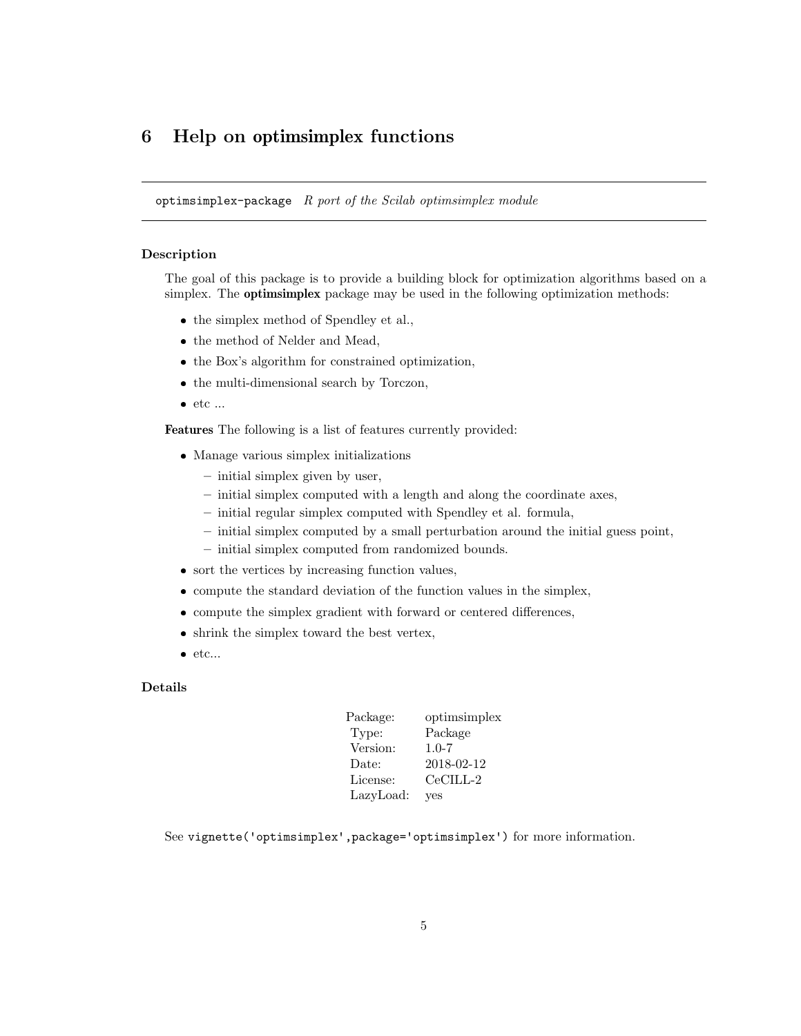# 6 Help on optimsimplex functions

`optimsimplex-package` *R port of the Scilab optimsimplex module*

### Description

The goal of this package is to provide a building block for optimization algorithms based on a simplex. The **optimsimplex** package may be used in the following optimization methods:

- the simplex method of Spendley et al.,
- the method of Nelder and Mead,
- the Box's algorithm for constrained optimization,
- the multi-dimensional search by Torczon,
- etc ...

**Features** The following is a list of features currently provided:

- Manage various simplex initializations
  - initial simplex given by user,
  - initial simplex computed with a length and along the coordinate axes,
  - initial regular simplex computed with Spendley et al. formula,
  - initial simplex computed by a small perturbation around the initial guess point,
  - initial simplex computed from randomized bounds.
- sort the vertices by increasing function values,
- compute the standard deviation of the function values in the simplex,
- compute the simplex gradient with forward or centered differences,
- shrink the simplex toward the best vertex,
- etc...

### Details

| | |
|---|---|
| Package: | optimsimplex |
| Type: | Package |
| Version: | 1.0-7 |
| Date: | 2018-02-12 |
| License: | CeCILL-2 |
| LazyLoad: | yes |

See `vignette('optimsimplex',package='optimsimplex')` for more information.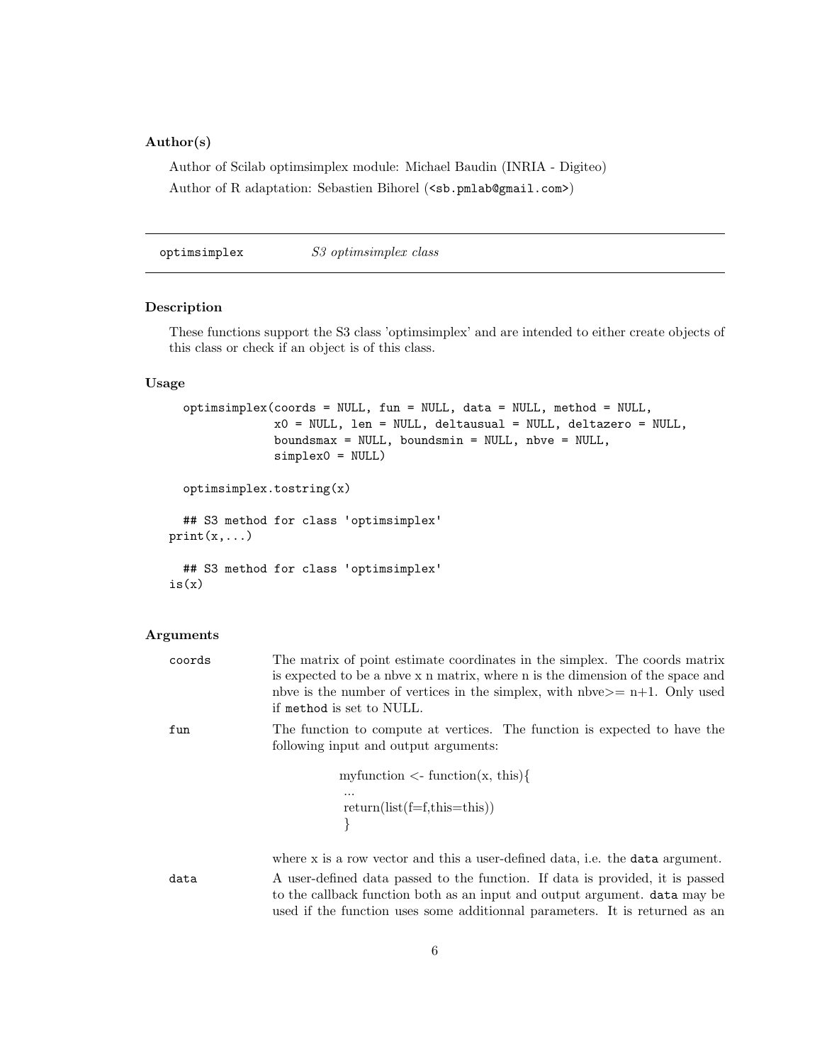### Author(s)

Author of Scilab optimsimplex module: Michael Baudin (INRIA - Digiteo)

Author of R adaptation: Sebastien Bihorel (<sb.pmlab@gmail.com>)

---

## optimsimplex — *S3 optimsimplex class*

---

### Description

These functions support the S3 class 'optimsimplex' and are intended to either create objects of this class or check if an object is of this class.

### Usage

```
  optimsimplex(coords = NULL, fun = NULL, data = NULL, method = NULL,
               x0 = NULL, len = NULL, deltausual = NULL, deltazero = NULL,
               boundsmax = NULL, boundsmin = NULL, nbve = NULL,
               simplex0 = NULL)

  optimsimplex.tostring(x)

  ## S3 method for class 'optimsimplex'
print(x,...)

  ## S3 method for class 'optimsimplex'
is(x)
```

### Arguments

**coords** The matrix of point estimate coordinates in the simplex. The coords matrix is expected to be a nbve x n matrix, where n is the dimension of the space and nbve is the number of vertices in the simplex, with nbve>= n+1. Only used if `method` is set to NULL.

**fun** The function to compute at vertices. The function is expected to have the following input and output arguments:

```
myfunction <- function(x, this){
 ...
 return(list(f=f,this=this))
 }
```

where x is a row vector and this a user-defined data, i.e. the `data` argument.

**data** A user-defined data passed to the function. If data is provided, it is passed to the callback function both as an input and output argument. `data` may be used if the function uses some additionnal parameters. It is returned as an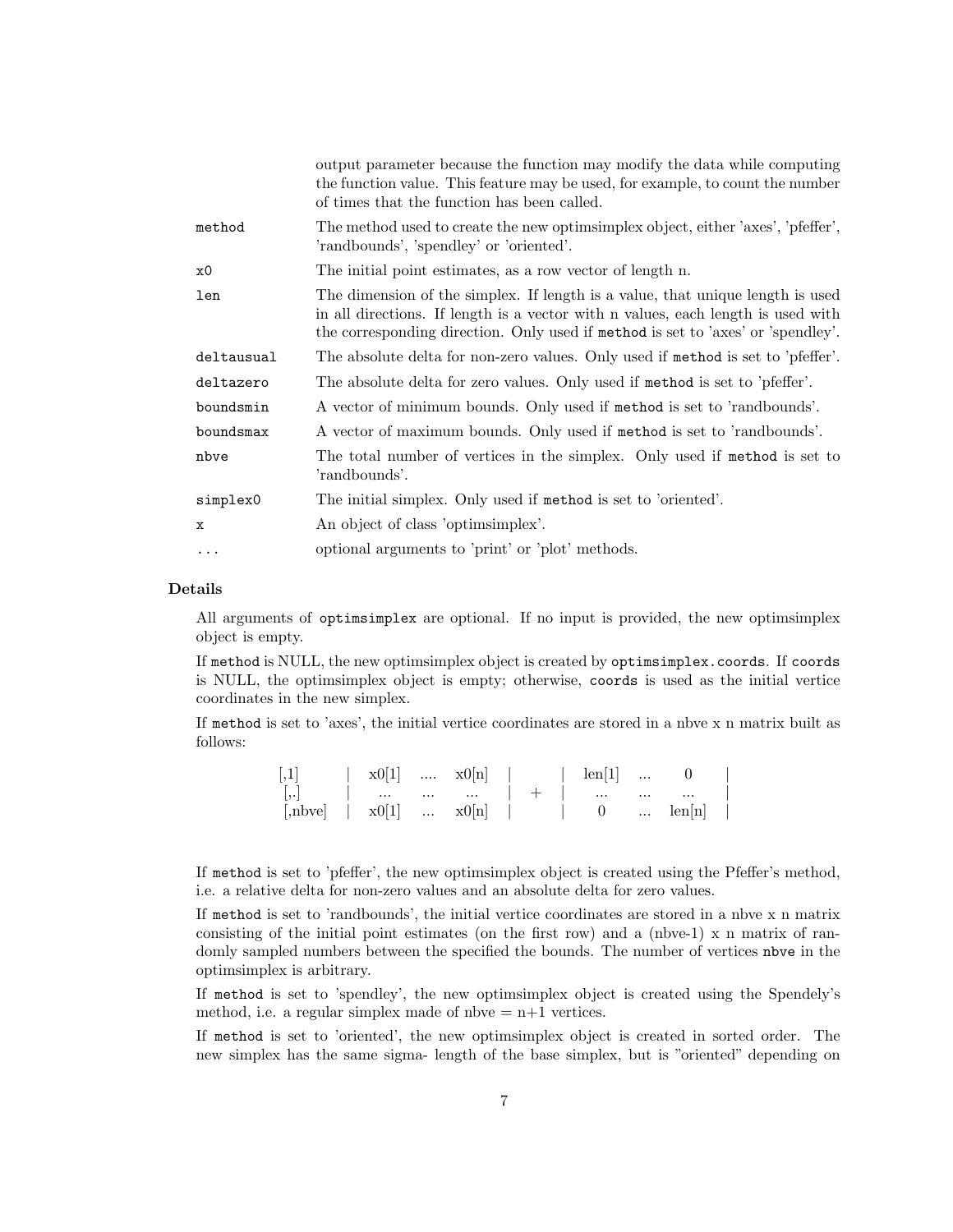output parameter because the function may modify the data while computing the function value. This feature may be used, for example, to count the number of times that the function has been called.

| | |
|---|---|
| `method` | The method used to create the new optimsimplex object, either 'axes', 'pfeffer', 'randbounds', 'spendley' or 'oriented'. |
| `x0` | The initial point estimates, as a row vector of length n. |
| `len` | The dimension of the simplex. If length is a value, that unique length is used in all directions. If length is a vector with n values, each length is used with the corresponding direction. Only used if `method` is set to 'axes' or 'spendley'. |
| `deltausual` | The absolute delta for non-zero values. Only used if `method` is set to 'pfeffer'. |
| `deltazero` | The absolute delta for zero values. Only used if `method` is set to 'pfeffer'. |
| `boundsmin` | A vector of minimum bounds. Only used if `method` is set to 'randbounds'. |
| `boundsmax` | A vector of maximum bounds. Only used if `method` is set to 'randbounds'. |
| `nbve` | The total number of vertices in the simplex. Only used if `method` is set to 'randbounds'. |
| `simplex0` | The initial simplex. Only used if `method` is set to 'oriented'. |
| `x` | An object of class 'optimsimplex'. |
| `...` | optional arguments to 'print' or 'plot' methods. |

## Details

All arguments of `optimsimplex` are optional. If no input is provided, the new optimsimplex object is empty.

If `method` is NULL, the new optimsimplex object is created by `optimsimplex.coords`. If `coords` is NULL, the optimsimplex object is empty; otherwise, `coords` is used as the initial vertice coordinates in the new simplex.

If `method` is set to 'axes', the initial vertice coordinates are stored in a nbve x n matrix built as follows:

```
[,1]      |  x0[1]  ....  x0[n]  |       |  len[1]  ...    0     |
 [,.]     |   ...   ...    ...   |   +   |   ...    ...   ...    |
[,nbve]   |  x0[1]  ...   x0[n]  |       |    0     ...  len[n]  |
```

If `method` is set to 'pfeffer', the new optimsimplex object is created using the Pfeffer's method, i.e. a relative delta for non-zero values and an absolute delta for zero values.

If `method` is set to 'randbounds', the initial vertice coordinates are stored in a nbve x n matrix consisting of the initial point estimates (on the first row) and a (nbve-1) x n matrix of randomly sampled numbers between the specified the bounds. The number of vertices `nbve` in the optimsimplex is arbitrary.

If `method` is set to 'spendley', the new optimsimplex object is created using the Spendely's method, i.e. a regular simplex made of nbve = n+1 vertices.

If `method` is set to 'oriented', the new optimsimplex object is created in sorted order. The new simplex has the same sigma- length of the base simplex, but is "oriented" depending on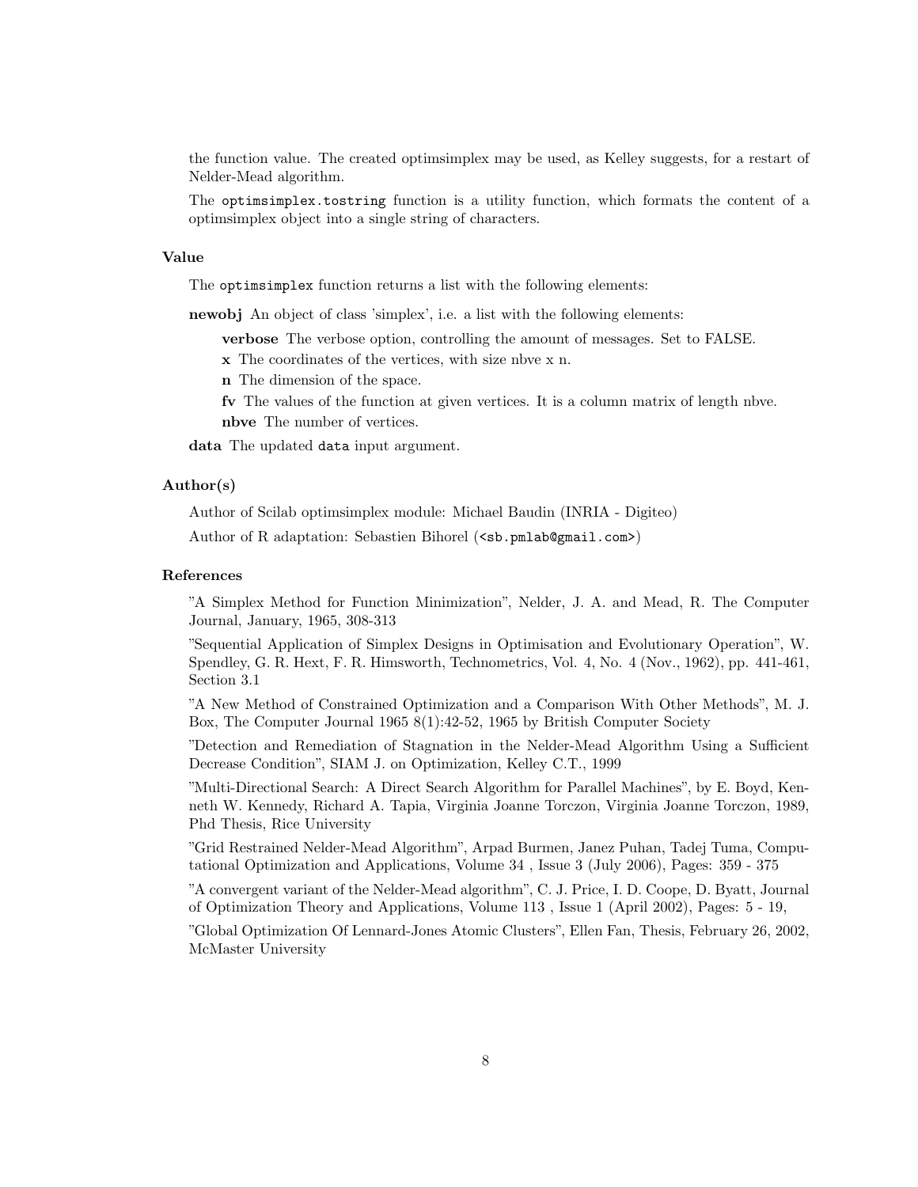the function value. The created optimsimplex may be used, as Kelley suggests, for a restart of Nelder-Mead algorithm.

The `optimsimplex.tostring` function is a utility function, which formats the content of a optimsimplex object into a single string of characters.

### Value

The `optimsimplex` function returns a list with the following elements:

**newobj** An object of class 'simplex', i.e. a list with the following elements:

- **verbose** The verbose option, controlling the amount of messages. Set to FALSE.
- **x** The coordinates of the vertices, with size nbve x n.
- **n** The dimension of the space.
- **fv** The values of the function at given vertices. It is a column matrix of length nbve.
- **nbve** The number of vertices.

**data** The updated `data` input argument.

### Author(s)

Author of Scilab optimsimplex module: Michael Baudin (INRIA - Digiteo)

Author of R adaptation: Sebastien Bihorel (`<sb.pmlab@gmail.com>`)

### References

"A Simplex Method for Function Minimization", Nelder, J. A. and Mead, R. The Computer Journal, January, 1965, 308-313

"Sequential Application of Simplex Designs in Optimisation and Evolutionary Operation", W. Spendley, G. R. Hext, F. R. Himsworth, Technometrics, Vol. 4, No. 4 (Nov., 1962), pp. 441-461, Section 3.1

"A New Method of Constrained Optimization and a Comparison With Other Methods", M. J. Box, The Computer Journal 1965 8(1):42-52, 1965 by British Computer Society

"Detection and Remediation of Stagnation in the Nelder-Mead Algorithm Using a Sufficient Decrease Condition", SIAM J. on Optimization, Kelley C.T., 1999

"Multi-Directional Search: A Direct Search Algorithm for Parallel Machines", by E. Boyd, Kenneth W. Kennedy, Richard A. Tapia, Virginia Joanne Torczon, Virginia Joanne Torczon, 1989, Phd Thesis, Rice University

"Grid Restrained Nelder-Mead Algorithm", Arpad Burmen, Janez Puhan, Tadej Tuma, Computational Optimization and Applications, Volume 34 , Issue 3 (July 2006), Pages: 359 - 375

"A convergent variant of the Nelder-Mead algorithm", C. J. Price, I. D. Coope, D. Byatt, Journal of Optimization Theory and Applications, Volume 113 , Issue 1 (April 2002), Pages: 5 - 19,

"Global Optimization Of Lennard-Jones Atomic Clusters", Ellen Fan, Thesis, February 26, 2002, McMaster University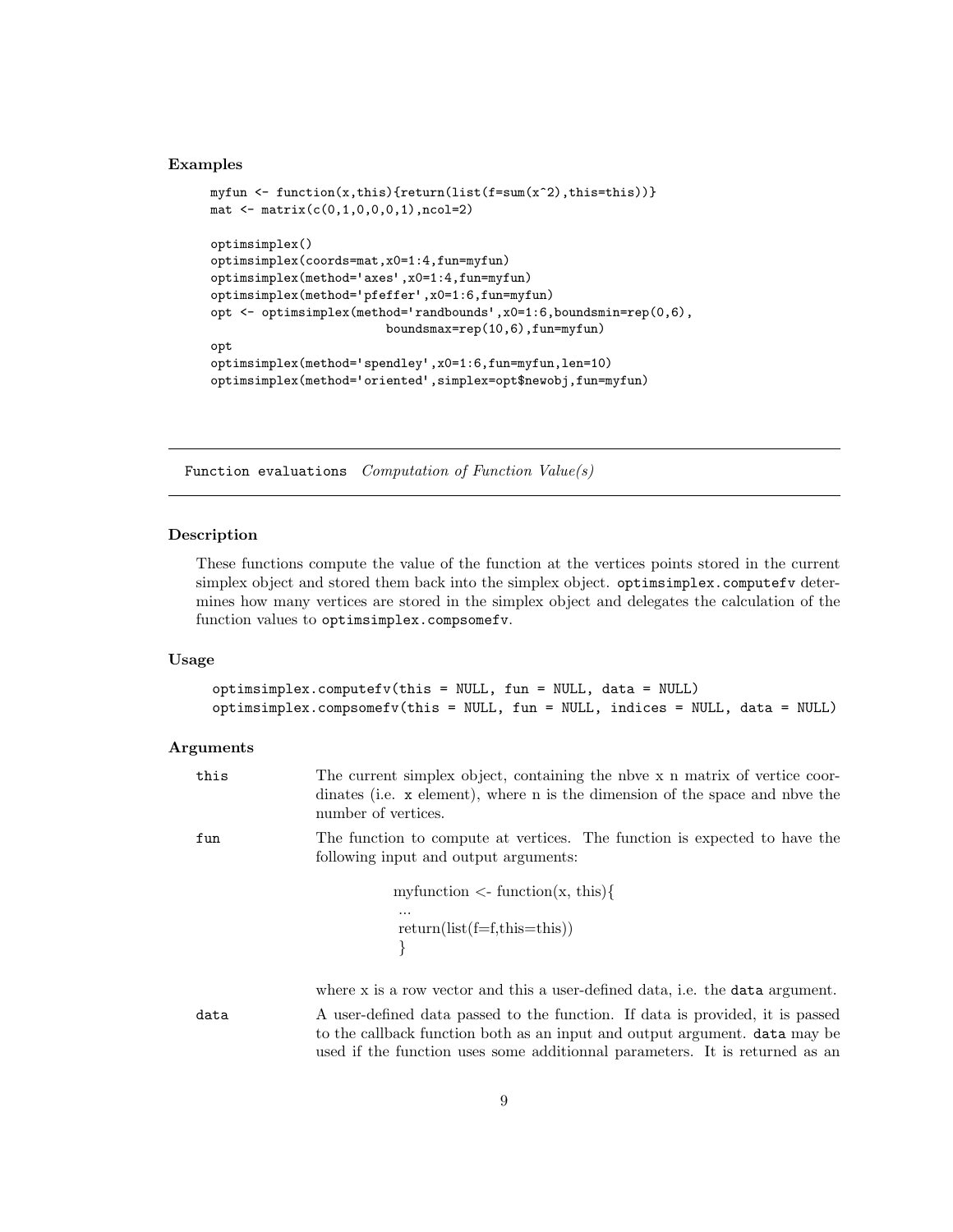### Examples

```
myfun <- function(x,this){return(list(f=sum(x^2),this=this))}
mat <- matrix(c(0,1,0,0,0,1),ncol=2)

optimsimplex()
optimsimplex(coords=mat,x0=1:4,fun=myfun)
optimsimplex(method='axes',x0=1:4,fun=myfun)
optimsimplex(method='pfeffer',x0=1:6,fun=myfun)
opt <- optimsimplex(method='randbounds',x0=1:6,boundsmin=rep(0,6),
                    boundsmax=rep(10,6),fun=myfun)
opt
optimsimplex(method='spendley',x0=1:6,fun=myfun,len=10)
optimsimplex(method='oriented',simplex=opt$newobj,fun=myfun)
```

---

## Function evaluations *Computation of Function Value(s)*

---

### Description

These functions compute the value of the function at the vertices points stored in the current simplex object and stored them back into the simplex object. `optimsimplex.computefv` determines how many vertices are stored in the simplex object and delegates the calculation of the function values to `optimsimplex.compsomefv`.

### Usage

```
optimsimplex.computefv(this = NULL, fun = NULL, data = NULL)
optimsimplex.compsomefv(this = NULL, fun = NULL, indices = NULL, data = NULL)
```

### Arguments

**this** The current simplex object, containing the nbve x n matrix of vertice coordinates (i.e. `x` element), where n is the dimension of the space and nbve the number of vertices.

**fun** The function to compute at vertices. The function is expected to have the following input and output arguments:

```
myfunction <- function(x, this){
 ...
 return(list(f=f,this=this))
 }
```

where x is a row vector and this a user-defined data, i.e. the `data` argument.

**data** A user-defined data passed to the function. If data is provided, it is passed to the callback function both as an input and output argument. `data` may be used if the function uses some additionnal parameters. It is returned as an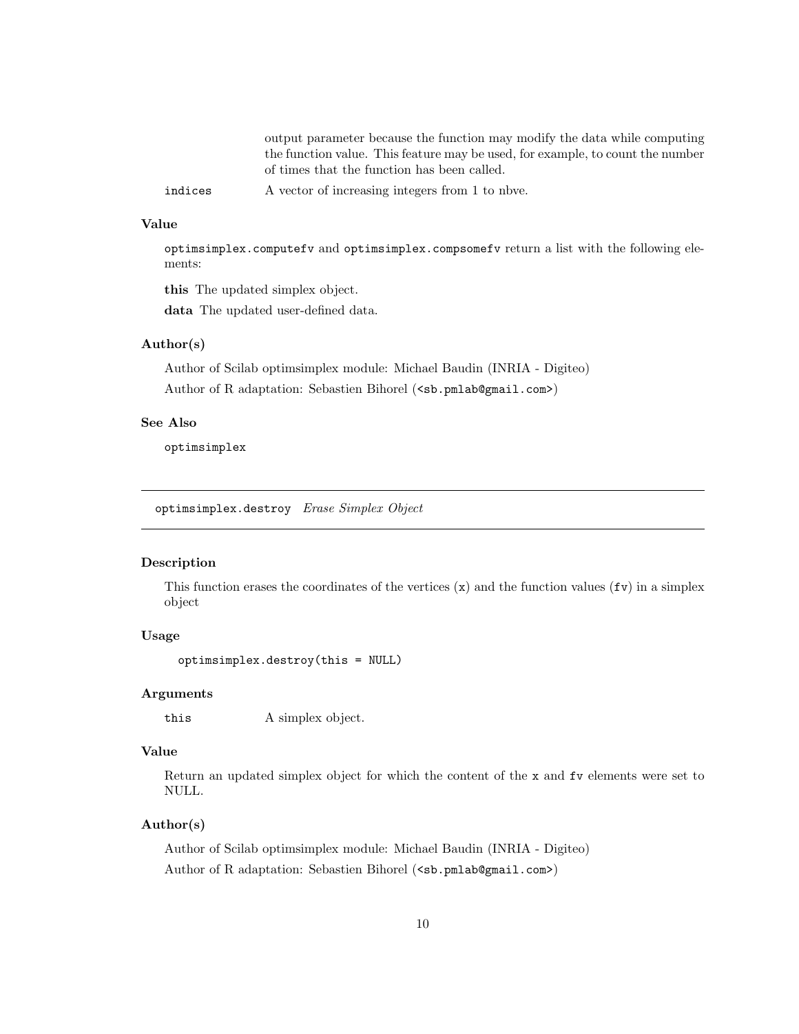output parameter because the function may modify the data while computing the function value. This feature may be used, for example, to count the number of times that the function has been called.

`indices` A vector of increasing integers from 1 to nbve.

### Value

`optimsimplex.computefv` and `optimsimplex.compsomefv` return a list with the following elements:

**this** The updated simplex object.

**data** The updated user-defined data.

### Author(s)

Author of Scilab optimsimplex module: Michael Baudin (INRIA - Digiteo)

Author of R adaptation: Sebastien Bihorel (`<sb.pmlab@gmail.com>`)

### See Also

`optimsimplex`

---

## `optimsimplex.destroy` *Erase Simplex Object*

---

### Description

This function erases the coordinates of the vertices (`x`) and the function values (`fv`) in a simplex object

### Usage

```
optimsimplex.destroy(this = NULL)
```

### Arguments

`this` A simplex object.

### Value

Return an updated simplex object for which the content of the `x` and `fv` elements were set to NULL.

### Author(s)

Author of Scilab optimsimplex module: Michael Baudin (INRIA - Digiteo)

Author of R adaptation: Sebastien Bihorel (`<sb.pmlab@gmail.com>`)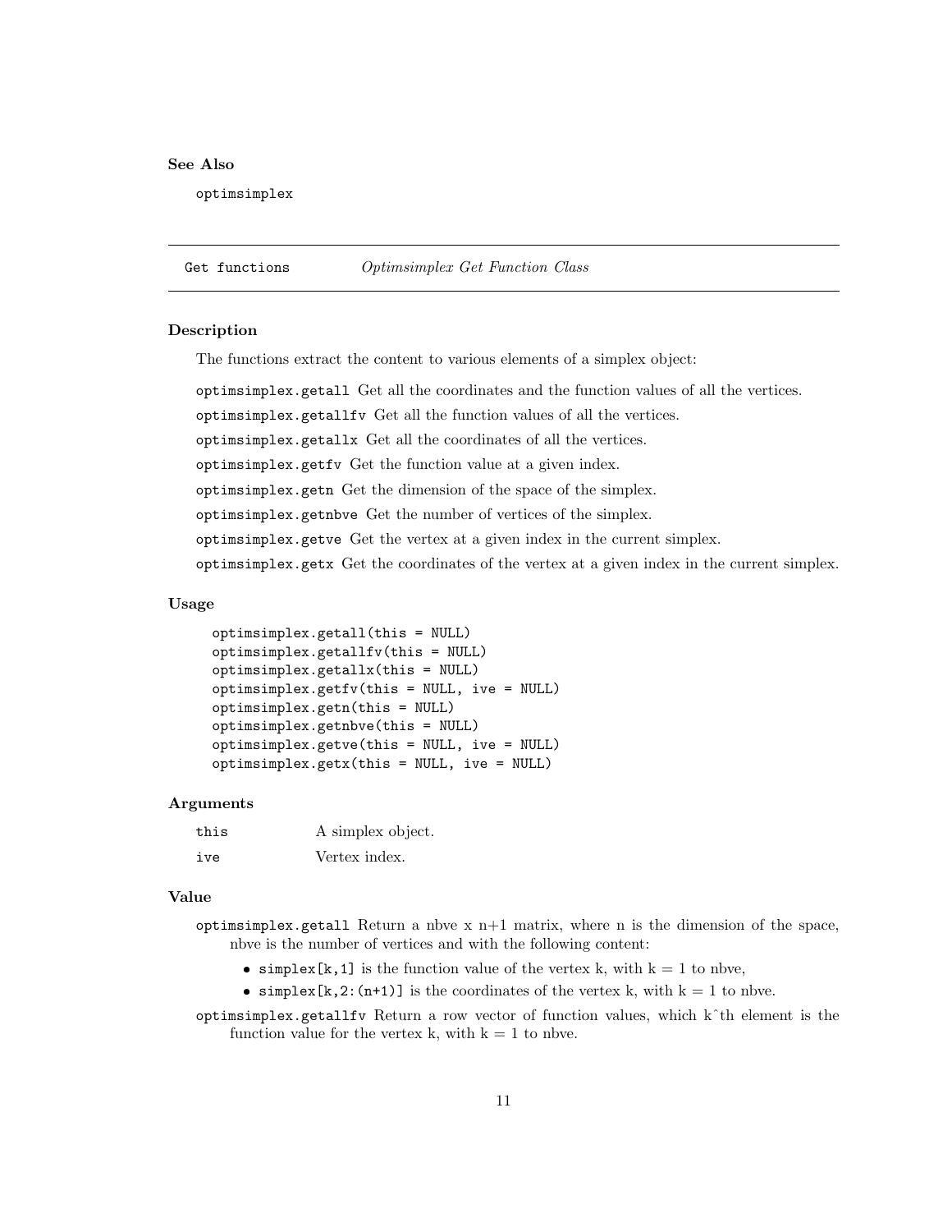### See Also

`optimsimplex`

---

## Get functions — *Optimsimplex Get Function Class*

---

### Description

The functions extract the content to various elements of a simplex object:

`optimsimplex.getall` Get all the coordinates and the function values of all the vertices.

`optimsimplex.getallfv` Get all the function values of all the vertices.

`optimsimplex.getallx` Get all the coordinates of all the vertices.

`optimsimplex.getfv` Get the function value at a given index.

`optimsimplex.getn` Get the dimension of the space of the simplex.

`optimsimplex.getnbve` Get the number of vertices of the simplex.

`optimsimplex.getve` Get the vertex at a given index in the current simplex.

`optimsimplex.getx` Get the coordinates of the vertex at a given index in the current simplex.

### Usage

```
optimsimplex.getall(this = NULL)
optimsimplex.getallfv(this = NULL)
optimsimplex.getallx(this = NULL)
optimsimplex.getfv(this = NULL, ive = NULL)
optimsimplex.getn(this = NULL)
optimsimplex.getnbve(this = NULL)
optimsimplex.getve(this = NULL, ive = NULL)
optimsimplex.getx(this = NULL, ive = NULL)
```

### Arguments

| | |
|---|---|
| `this` | A simplex object. |
| `ive` | Vertex index. |

### Value

`optimsimplex.getall` Return a nbve x n+1 matrix, where n is the dimension of the space, nbve is the number of vertices and with the following content:

- `simplex[k,1]` is the function value of the vertex k, with k = 1 to nbve,
- `simplex[k,2:(n+1)]` is the coordinates of the vertex k, with k = 1 to nbve.

`optimsimplex.getallfv` Return a row vector of function values, which k^th element is the function value for the vertex k, with k = 1 to nbve.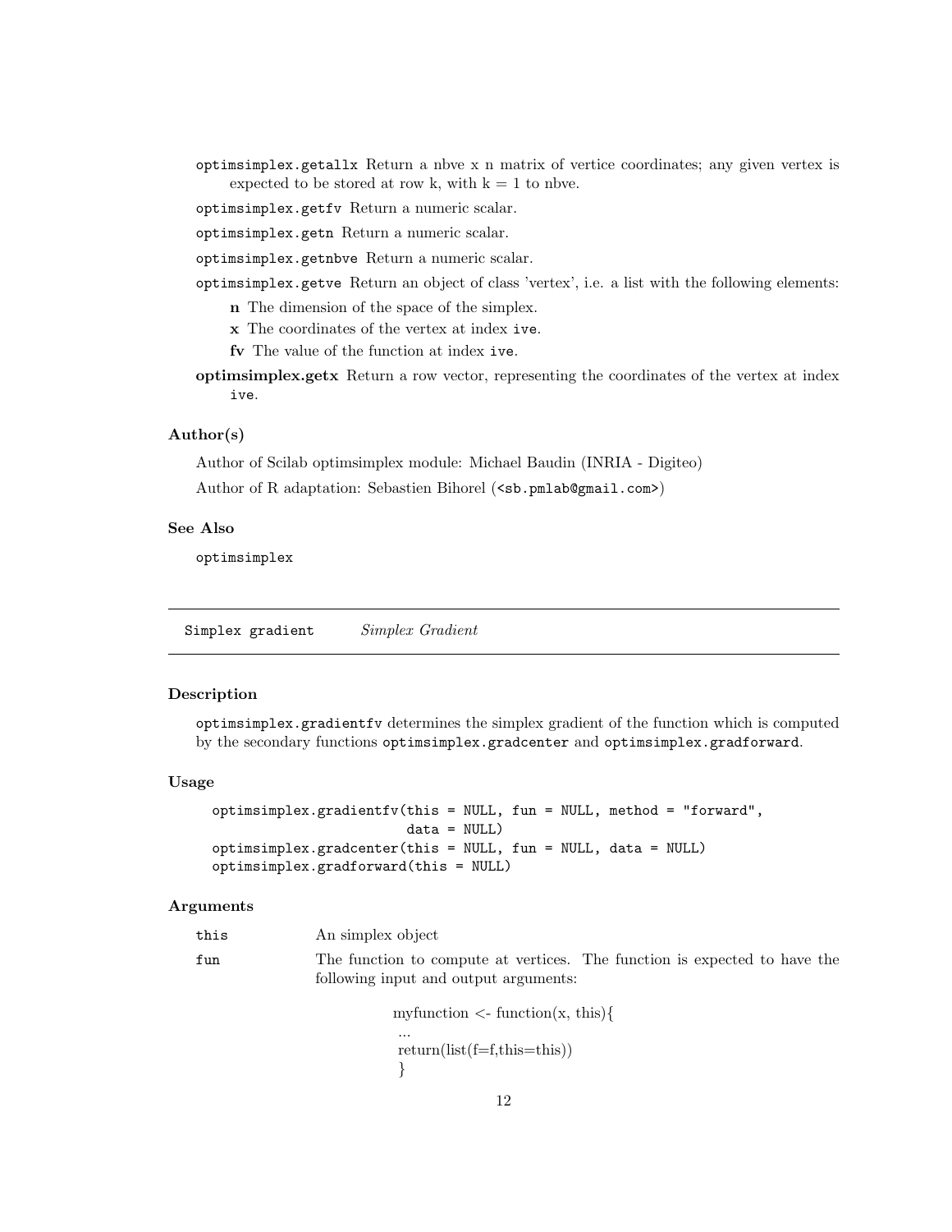`optimsimplex.getallx` Return a nbve x n matrix of vertice coordinates; any given vertex is expected to be stored at row k, with k = 1 to nbve.

`optimsimplex.getfv` Return a numeric scalar.

`optimsimplex.getn` Return a numeric scalar.

`optimsimplex.getnbve` Return a numeric scalar.

`optimsimplex.getve` Return an object of class 'vertex', i.e. a list with the following elements:

- **n** The dimension of the space of the simplex.
- **x** The coordinates of the vertex at index `ive`.
- **fv** The value of the function at index `ive`.

**optimsimplex.getx** Return a row vector, representing the coordinates of the vertex at index `ive`.

### Author(s)

Author of Scilab optimsimplex module: Michael Baudin (INRIA - Digiteo)

Author of R adaptation: Sebastien Bihorel (`<sb.pmlab@gmail.com>`)

### See Also

`optimsimplex`

---

## `Simplex gradient` *Simplex Gradient*

---

### Description

`optimsimplex.gradientfv` determines the simplex gradient of the function which is computed by the secondary functions `optimsimplex.gradcenter` and `optimsimplex.gradforward`.

### Usage

```
optimsimplex.gradientfv(this = NULL, fun = NULL, method = "forward",
                        data = NULL)
optimsimplex.gradcenter(this = NULL, fun = NULL, data = NULL)
optimsimplex.gradforward(this = NULL)
```

### Arguments

`this` An simplex object

`fun` The function to compute at vertices. The function is expected to have the following input and output arguments:

```
myfunction <- function(x, this){
 ...
 return(list(f=f,this=this))
 }
```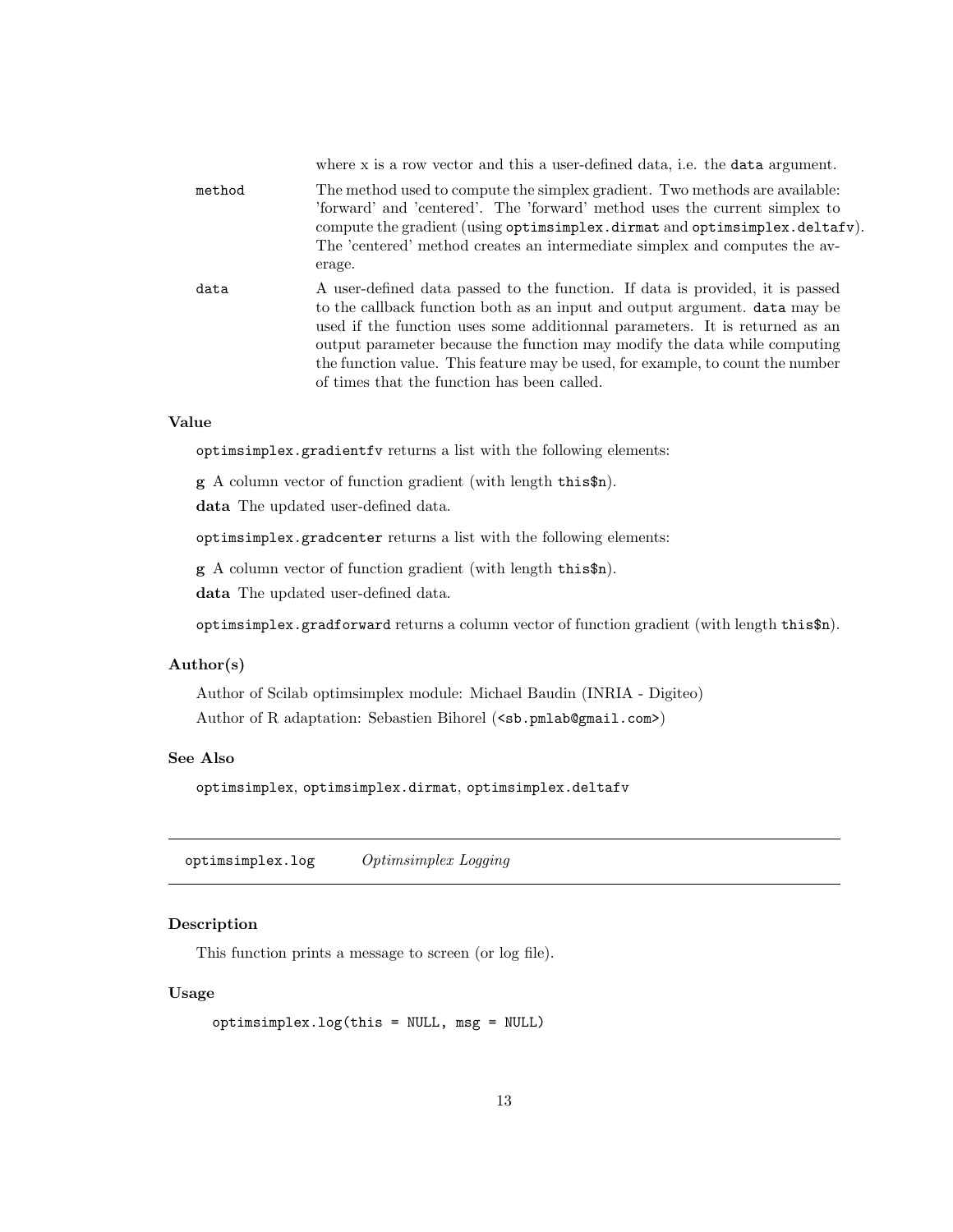where x is a row vector and this a user-defined data, i.e. the `data` argument.

`method` The method used to compute the simplex gradient. Two methods are available: 'forward' and 'centered'. The 'forward' method uses the current simplex to compute the gradient (using `optimsimplex.dirmat` and `optimsimplex.deltafv`). The 'centered' method creates an intermediate simplex and computes the average.

`data` A user-defined data passed to the function. If data is provided, it is passed to the callback function both as an input and output argument. `data` may be used if the function uses some additionnal parameters. It is returned as an output parameter because the function may modify the data while computing the function value. This feature may be used, for example, to count the number of times that the function has been called.

### Value

`optimsimplex.gradientfv` returns a list with the following elements:

**g** A column vector of function gradient (with length `this$n`).

**data** The updated user-defined data.

`optimsimplex.gradcenter` returns a list with the following elements:

**g** A column vector of function gradient (with length `this$n`).

**data** The updated user-defined data.

`optimsimplex.gradforward` returns a column vector of function gradient (with length `this$n`).

### Author(s)

Author of Scilab optimsimplex module: Michael Baudin (INRIA - Digiteo)

Author of R adaptation: Sebastien Bihorel (`<sb.pmlab@gmail.com>`)

### See Also

`optimsimplex`, `optimsimplex.dirmat`, `optimsimplex.deltafv`

---

## optimsimplex.log *Optimsimplex Logging*

### Description

This function prints a message to screen (or log file).

### Usage

```
optimsimplex.log(this = NULL, msg = NULL)
```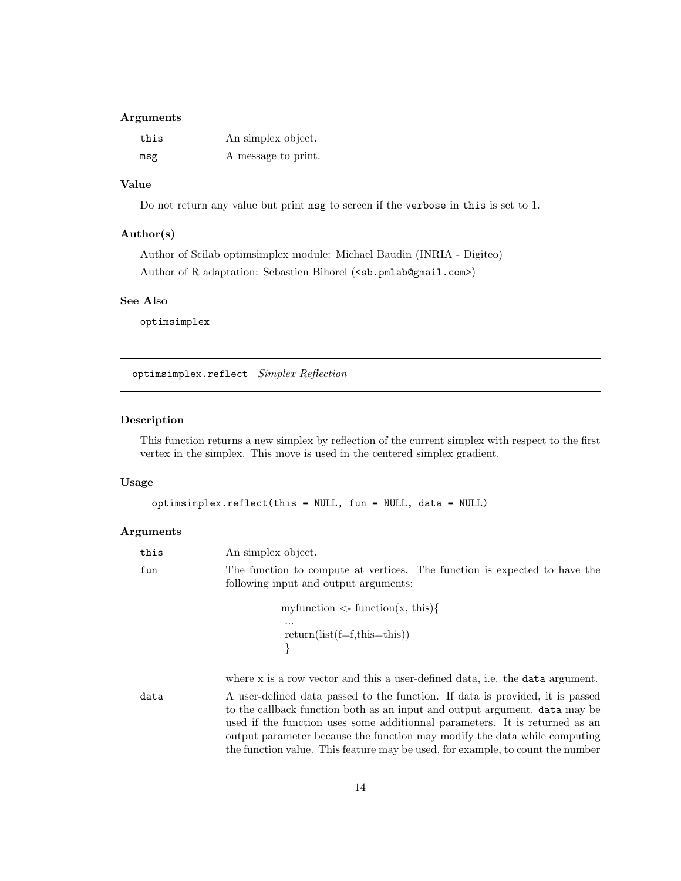### Arguments

| | |
|---|---|
| `this` | An simplex object. |
| `msg` | A message to print. |

### Value

Do not return any value but print `msg` to screen if the `verbose` in `this` is set to 1.

### Author(s)

Author of Scilab optimsimplex module: Michael Baudin (INRIA - Digiteo)

Author of R adaptation: Sebastien Bihorel (<sb.pmlab@gmail.com>)

### See Also

`optimsimplex`

---

## `optimsimplex.reflect` *Simplex Reflection*

---

### Description

This function returns a new simplex by reflection of the current simplex with respect to the first vertex in the simplex. This move is used in the centered simplex gradient.

### Usage

```
optimsimplex.reflect(this = NULL, fun = NULL, data = NULL)
```

### Arguments

`this` An simplex object.

`fun` The function to compute at vertices. The function is expected to have the following input and output arguments:

```
myfunction <- function(x, this){
 ...
 return(list(f=f,this=this))
 }
```

where x is a row vector and this a user-defined data, i.e. the `data` argument.

`data` A user-defined data passed to the function. If data is provided, it is passed to the callback function both as an input and output argument. `data` may be used if the function uses some additionnal parameters. It is returned as an output parameter because the function may modify the data while computing the function value. This feature may be used, for example, to count the number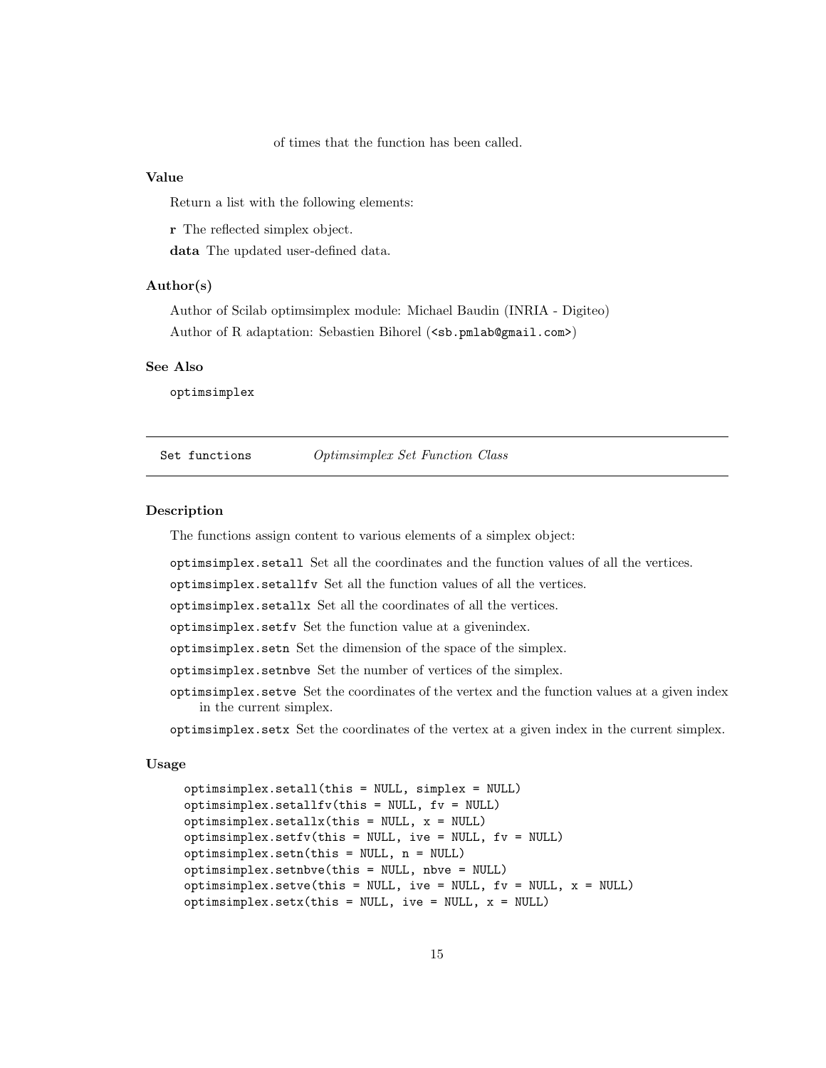of times that the function has been called.

### Value

Return a list with the following elements:

**r** The reflected simplex object.

**data** The updated user-defined data.

### Author(s)

Author of Scilab optimsimplex module: Michael Baudin (INRIA - Digiteo)

Author of R adaptation: Sebastien Bihorel (<sb.pmlab@gmail.com>)

### See Also

optimsimplex

---

## Set functions — *Optimsimplex Set Function Class*

---

### Description

The functions assign content to various elements of a simplex object:

`optimsimplex.setall` Set all the coordinates and the function values of all the vertices.

`optimsimplex.setallfv` Set all the function values of all the vertices.

`optimsimplex.setallx` Set all the coordinates of all the vertices.

`optimsimplex.setfv` Set the function value at a givenindex.

`optimsimplex.setn` Set the dimension of the space of the simplex.

`optimsimplex.setnbve` Set the number of vertices of the simplex.

`optimsimplex.setve` Set the coordinates of the vertex and the function values at a given index in the current simplex.

`optimsimplex.setx` Set the coordinates of the vertex at a given index in the current simplex.

### Usage

```
optimsimplex.setall(this = NULL, simplex = NULL)
optimsimplex.setallfv(this = NULL, fv = NULL)
optimsimplex.setallx(this = NULL, x = NULL)
optimsimplex.setfv(this = NULL, ive = NULL, fv = NULL)
optimsimplex.setn(this = NULL, n = NULL)
optimsimplex.setnbve(this = NULL, nbve = NULL)
optimsimplex.setve(this = NULL, ive = NULL, fv = NULL, x = NULL)
optimsimplex.setx(this = NULL, ive = NULL, x = NULL)
```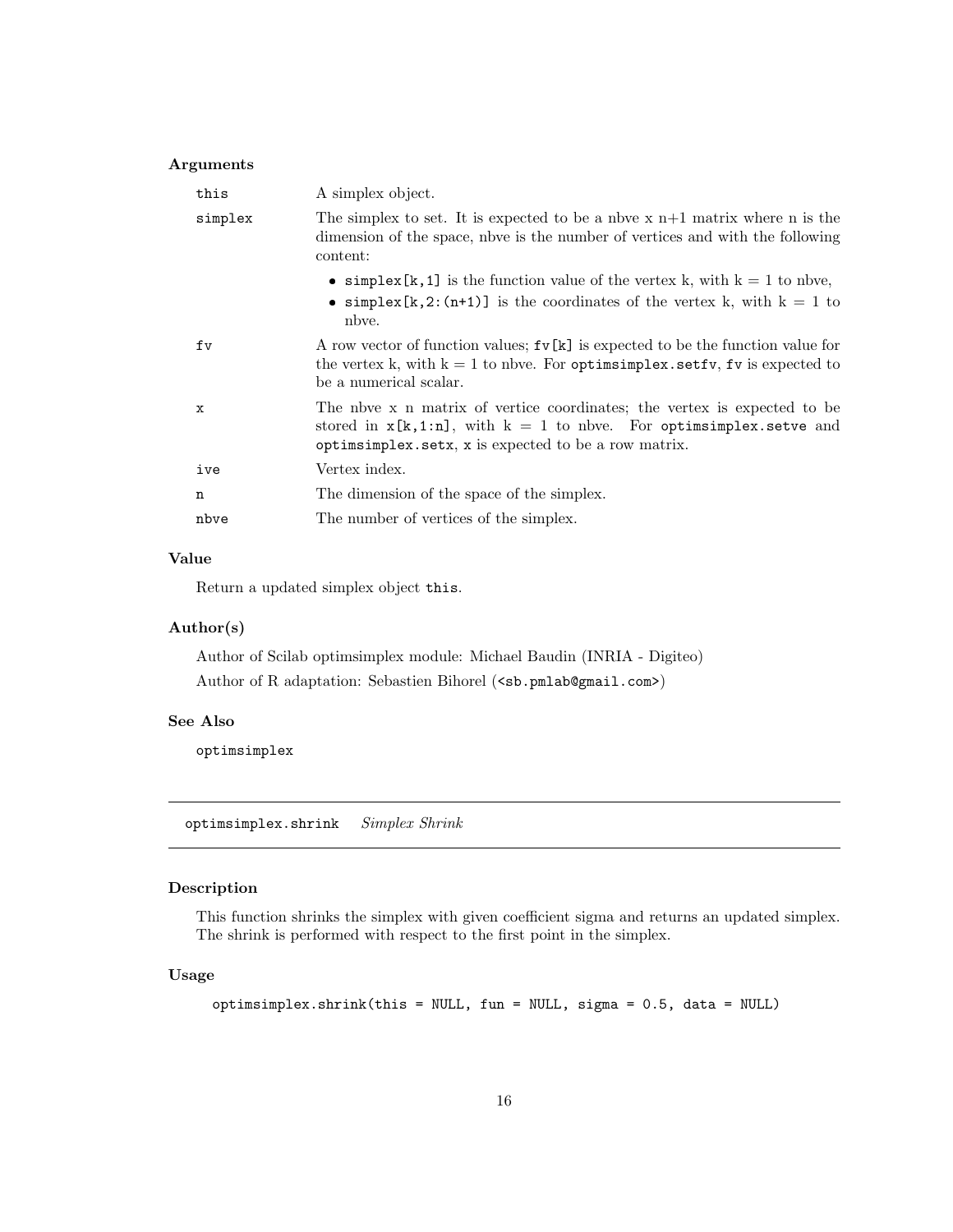### Arguments

| | |
|---|---|
| `this` | A simplex object. |
| `simplex` | The simplex to set. It is expected to be a nbve x n+1 matrix where n is the dimension of the space, nbve is the number of vertices and with the following content:<br>• `simplex[k,1]` is the function value of the vertex k, with k = 1 to nbve,<br>• `simplex[k,2:(n+1)]` is the coordinates of the vertex k, with k = 1 to nbve. |
| `fv` | A row vector of function values; `fv[k]` is expected to be the function value for the vertex k, with k = 1 to nbve. For `optimsimplex.setfv`, `fv` is expected to be a numerical scalar. |
| `x` | The nbve x n matrix of vertice coordinates; the vertex is expected to be stored in `x[k,1:n]`, with k = 1 to nbve. For `optimsimplex.setve` and `optimsimplex.setx`, `x` is expected to be a row matrix. |
| `ive` | Vertex index. |
| `n` | The dimension of the space of the simplex. |
| `nbve` | The number of vertices of the simplex. |

### Value

Return a updated simplex object `this`.

### Author(s)

Author of Scilab optimsimplex module: Michael Baudin (INRIA - Digiteo)

Author of R adaptation: Sebastien Bihorel (`<sb.pmlab@gmail.com>`)

### See Also

`optimsimplex`

---

## `optimsimplex.shrink` *Simplex Shrink*

---

### Description

This function shrinks the simplex with given coefficient sigma and returns an updated simplex. The shrink is performed with respect to the first point in the simplex.

### Usage

```
optimsimplex.shrink(this = NULL, fun = NULL, sigma = 0.5, data = NULL)
```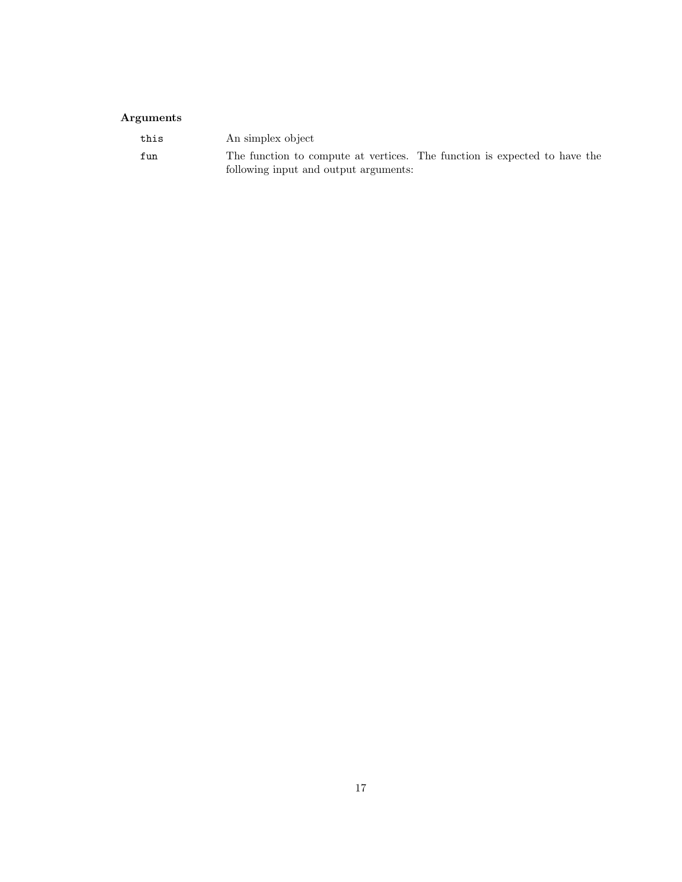### Arguments

`this` An simplex object

`fun` The function to compute at vertices. The function is expected to have the following input and output arguments: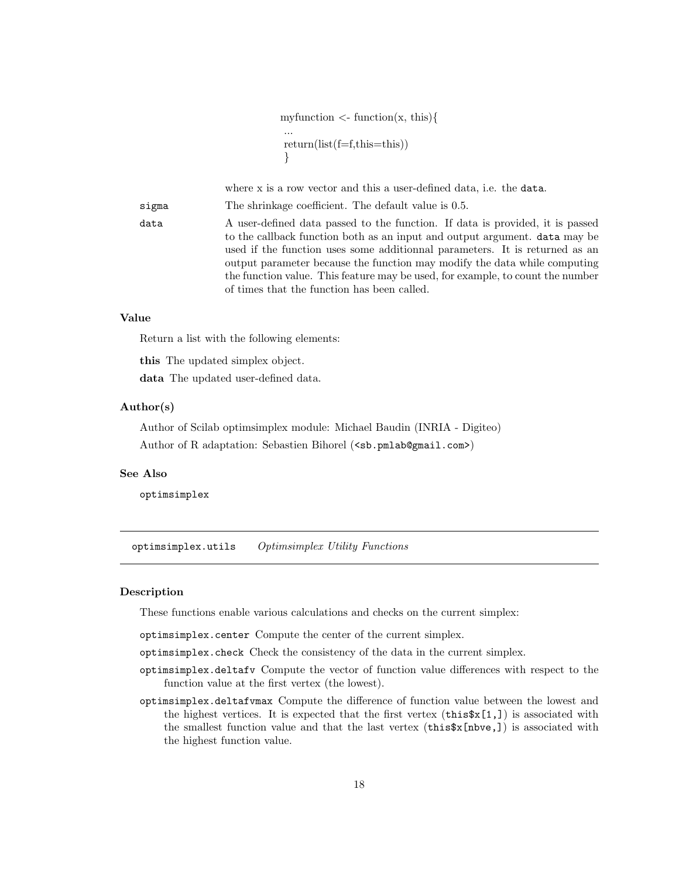```
myfunction <- function(x, this){
 ...
 return(list(f=f,this=this))
 }
```

where x is a row vector and this a user-defined data, i.e. the `data`.

`sigma` The shrinkage coefficient. The default value is 0.5.

`data` A user-defined data passed to the function. If data is provided, it is passed to the callback function both as an input and output argument. `data` may be used if the function uses some additionnal parameters. It is returned as an output parameter because the function may modify the data while computing the function value. This feature may be used, for example, to count the number of times that the function has been called.

### Value

Return a list with the following elements:

**this** The updated simplex object.

**data** The updated user-defined data.

### Author(s)

Author of Scilab optimsimplex module: Michael Baudin (INRIA - Digiteo)

Author of R adaptation: Sebastien Bihorel (`<sb.pmlab@gmail.com>`)

### See Also

`optimsimplex`

---

## `optimsimplex.utils` *Optimsimplex Utility Functions*

---

### Description

These functions enable various calculations and checks on the current simplex:

`optimsimplex.center` Compute the center of the current simplex.

`optimsimplex.check` Check the consistency of the data in the current simplex.

`optimsimplex.deltafv` Compute the vector of function value differences with respect to the function value at the first vertex (the lowest).

`optimsimplex.deltafvmax` Compute the difference of function value between the lowest and the highest vertices. It is expected that the first vertex (`this$x[1,]`) is associated with the smallest function value and that the last vertex (`this$x[nbve,]`) is associated with the highest function value.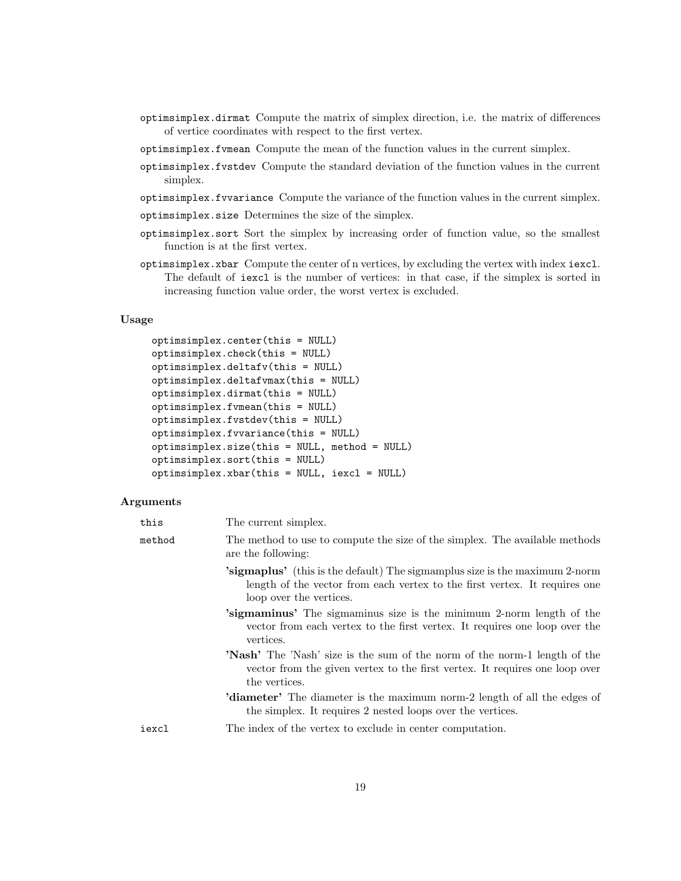**optimsimplex.dirmat** Compute the matrix of simplex direction, i.e. the matrix of differences of vertice coordinates with respect to the first vertex.

**optimsimplex.fvmean** Compute the mean of the function values in the current simplex.

**optimsimplex.fvstdev** Compute the standard deviation of the function values in the current simplex.

**optimsimplex.fvvariance** Compute the variance of the function values in the current simplex.

**optimsimplex.size** Determines the size of the simplex.

**optimsimplex.sort** Sort the simplex by increasing order of function value, so the smallest function is at the first vertex.

**optimsimplex.xbar** Compute the center of n vertices, by excluding the vertex with index `iexcl`. The default of `iexcl` is the number of vertices: in that case, if the simplex is sorted in increasing function value order, the worst vertex is excluded.

### Usage

```
optimsimplex.center(this = NULL)
optimsimplex.check(this = NULL)
optimsimplex.deltafv(this = NULL)
optimsimplex.deltafvmax(this = NULL)
optimsimplex.dirmat(this = NULL)
optimsimplex.fvmean(this = NULL)
optimsimplex.fvstdev(this = NULL)
optimsimplex.fvvariance(this = NULL)
optimsimplex.size(this = NULL, method = NULL)
optimsimplex.sort(this = NULL)
optimsimplex.xbar(this = NULL, iexcl = NULL)
```

### Arguments

`this` The current simplex.

`method` The method to use to compute the size of the simplex. The available methods are the following:

- **'sigmaplus'** (this is the default) The sigmamplus size is the maximum 2-norm length of the vector from each vertex to the first vertex. It requires one loop over the vertices.
- **'sigmaminus'** The sigmaminus size is the minimum 2-norm length of the vector from each vertex to the first vertex. It requires one loop over the vertices.
- **'Nash'** The 'Nash' size is the sum of the norm of the norm-1 length of the vector from the given vertex to the first vertex. It requires one loop over the vertices.
- **'diameter'** The diameter is the maximum norm-2 length of all the edges of the simplex. It requires 2 nested loops over the vertices.

`iexcl` The index of the vertex to exclude in center computation.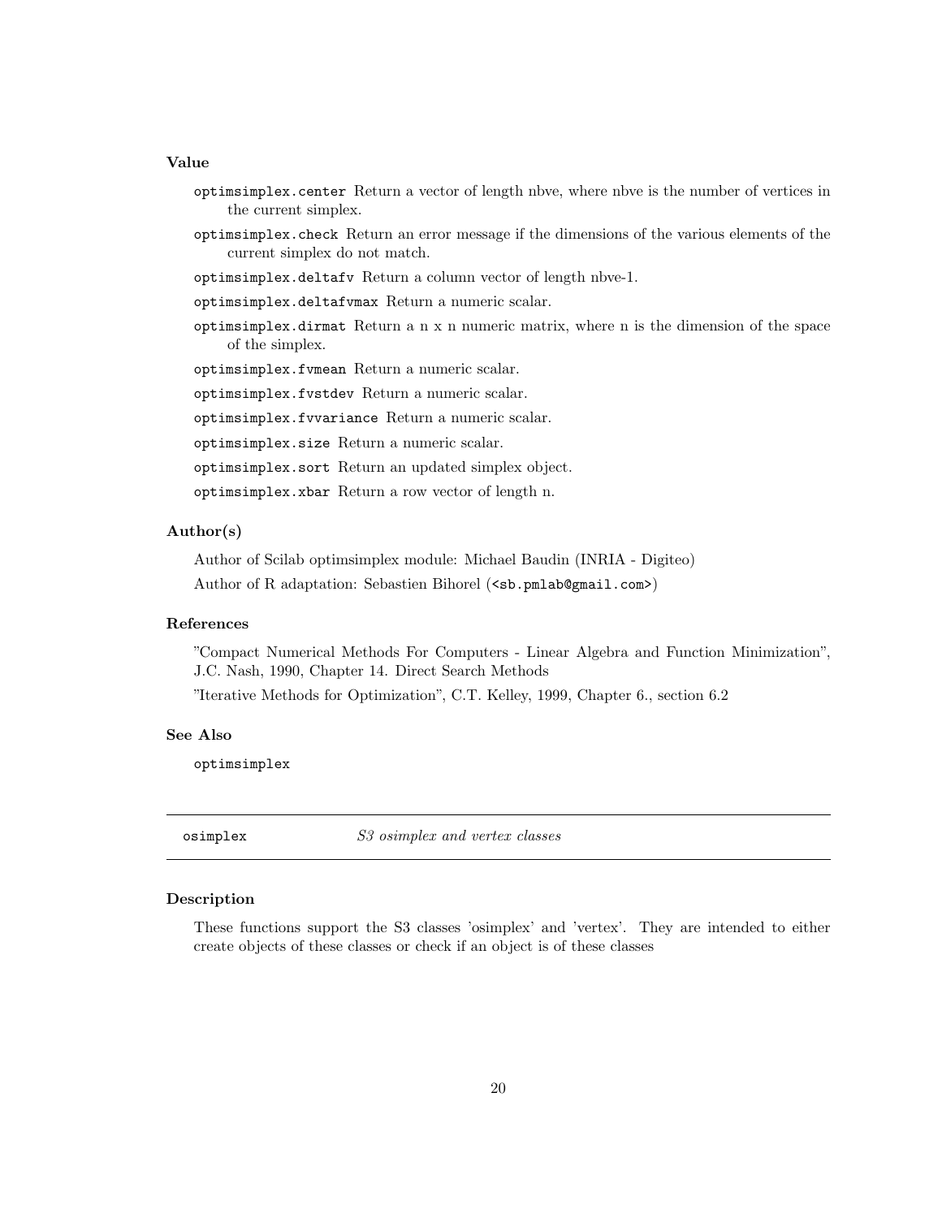### Value

- `optimsimplex.center` Return a vector of length nbve, where nbve is the number of vertices in the current simplex.
- `optimsimplex.check` Return an error message if the dimensions of the various elements of the current simplex do not match.
- `optimsimplex.deltafv` Return a column vector of length nbve-1.
- `optimsimplex.deltafvmax` Return a numeric scalar.
- `optimsimplex.dirmat` Return a n x n numeric matrix, where n is the dimension of the space of the simplex.
- `optimsimplex.fvmean` Return a numeric scalar.
- `optimsimplex.fvstdev` Return a numeric scalar.
- `optimsimplex.fvvariance` Return a numeric scalar.
- `optimsimplex.size` Return a numeric scalar.
- `optimsimplex.sort` Return an updated simplex object.
- `optimsimplex.xbar` Return a row vector of length n.

### Author(s)

Author of Scilab optimsimplex module: Michael Baudin (INRIA - Digiteo)

Author of R adaptation: Sebastien Bihorel (`<sb.pmlab@gmail.com>`)

### References

"Compact Numerical Methods For Computers - Linear Algebra and Function Minimization", J.C. Nash, 1990, Chapter 14. Direct Search Methods

"Iterative Methods for Optimization", C.T. Kelley, 1999, Chapter 6., section 6.2

### See Also

`optimsimplex`

---

## `osimplex` *S3 osimplex and vertex classes*

---

### Description

These functions support the S3 classes 'osimplex' and 'vertex'. They are intended to either create objects of these classes or check if an object is of these classes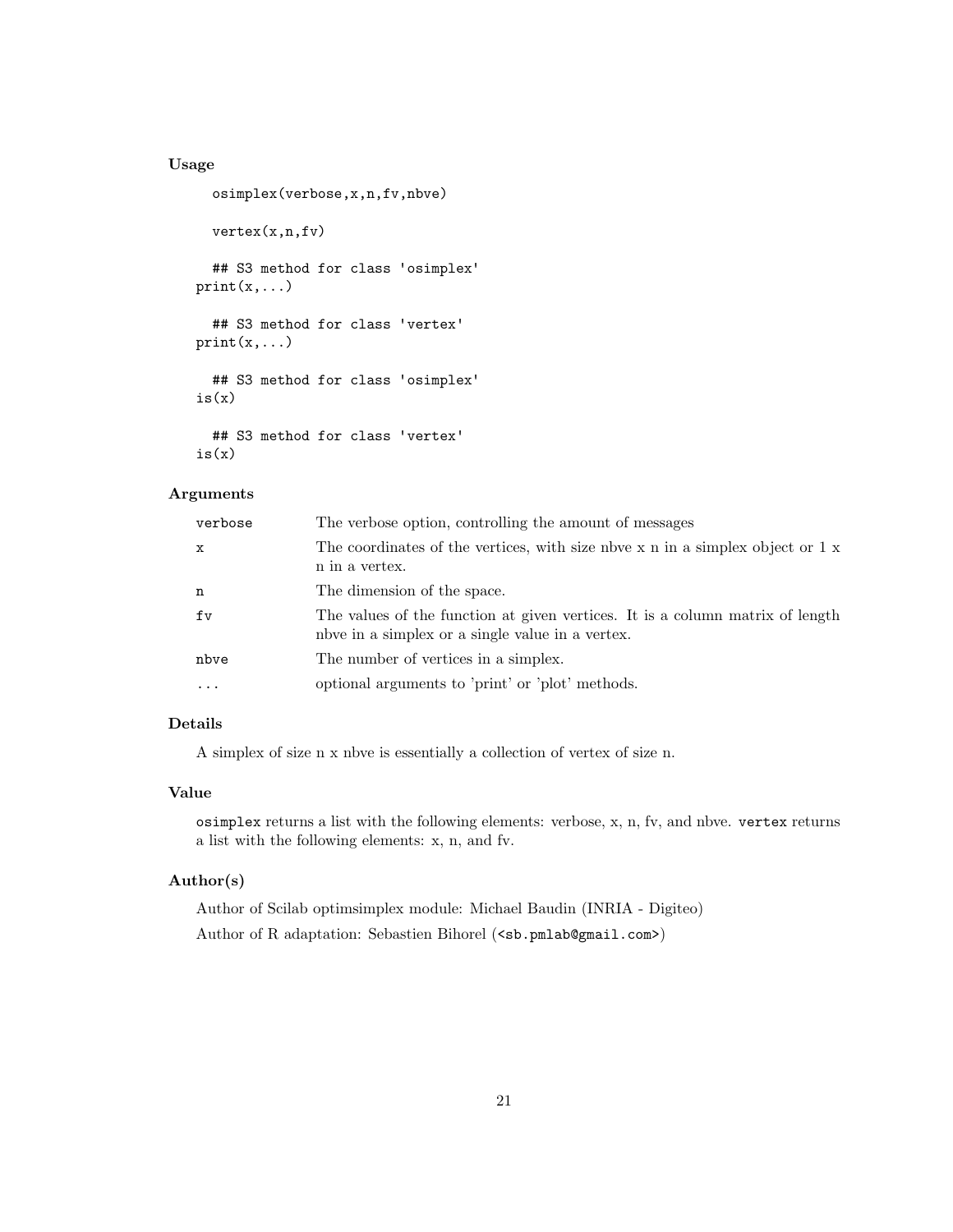### Usage

```
osimplex(verbose,x,n,fv,nbve)

vertex(x,n,fv)

## S3 method for class 'osimplex'
print(x,...)

## S3 method for class 'vertex'
print(x,...)

## S3 method for class 'osimplex'
is(x)

## S3 method for class 'vertex'
is(x)
```

### Arguments

| | |
|---|---|
| `verbose` | The verbose option, controlling the amount of messages |
| `x` | The coordinates of the vertices, with size nbve x n in a simplex object or 1 x n in a vertex. |
| `n` | The dimension of the space. |
| `fv` | The values of the function at given vertices. It is a column matrix of length nbve in a simplex or a single value in a vertex. |
| `nbve` | The number of vertices in a simplex. |
| `...` | optional arguments to 'print' or 'plot' methods. |

### Details

A simplex of size n x nbve is essentially a collection of vertex of size n.

### Value

`osimplex` returns a list with the following elements: verbose, x, n, fv, and nbve. `vertex` returns a list with the following elements: x, n, and fv.

### Author(s)

Author of Scilab optimsimplex module: Michael Baudin (INRIA - Digiteo)

Author of R adaptation: Sebastien Bihorel (<sb.pmlab@gmail.com>)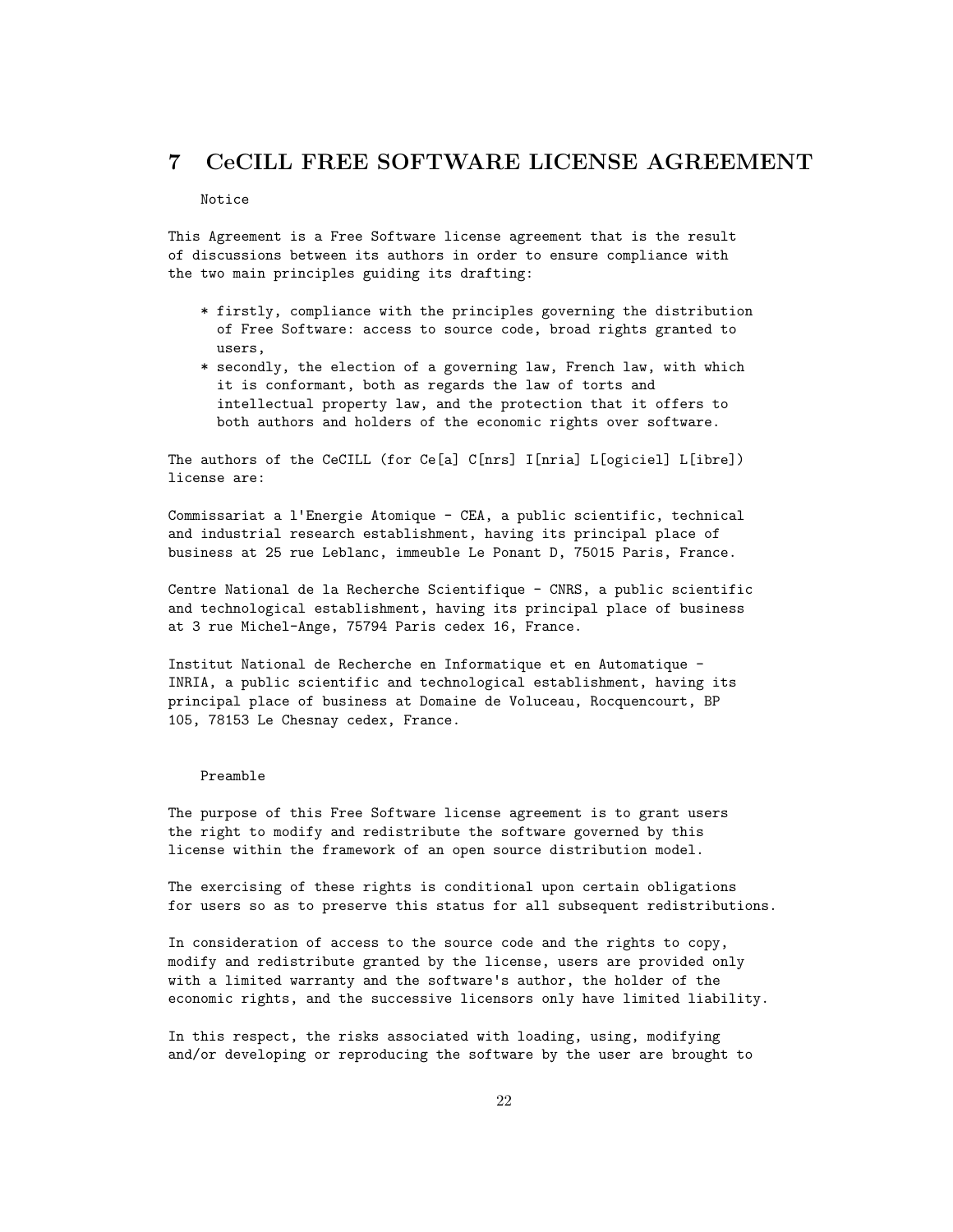# 7 CeCILL FREE SOFTWARE LICENSE AGREEMENT

Notice

This Agreement is a Free Software license agreement that is the result of discussions between its authors in order to ensure compliance with the two main principles guiding its drafting:

* firstly, compliance with the principles governing the distribution of Free Software: access to source code, broad rights granted to users,
* secondly, the election of a governing law, French law, with which it is conformant, both as regards the law of torts and intellectual property law, and the protection that it offers to both authors and holders of the economic rights over software.

The authors of the CeCILL (for Ce[a] C[nrs] I[nria] L[ogiciel] L[ibre]) license are:

Commissariat a l'Energie Atomique - CEA, a public scientific, technical and industrial research establishment, having its principal place of business at 25 rue Leblanc, immeuble Le Ponant D, 75015 Paris, France.

Centre National de la Recherche Scientifique - CNRS, a public scientific and technological establishment, having its principal place of business at 3 rue Michel-Ange, 75794 Paris cedex 16, France.

Institut National de Recherche en Informatique et en Automatique - INRIA, a public scientific and technological establishment, having its principal place of business at Domaine de Voluceau, Rocquencourt, BP 105, 78153 Le Chesnay cedex, France.

Preamble

The purpose of this Free Software license agreement is to grant users the right to modify and redistribute the software governed by this license within the framework of an open source distribution model.

The exercising of these rights is conditional upon certain obligations for users so as to preserve this status for all subsequent redistributions.

In consideration of access to the source code and the rights to copy, modify and redistribute granted by the license, users are provided only with a limited warranty and the software's author, the holder of the economic rights, and the successive licensors only have limited liability.

In this respect, the risks associated with loading, using, modifying and/or developing or reproducing the software by the user are brought to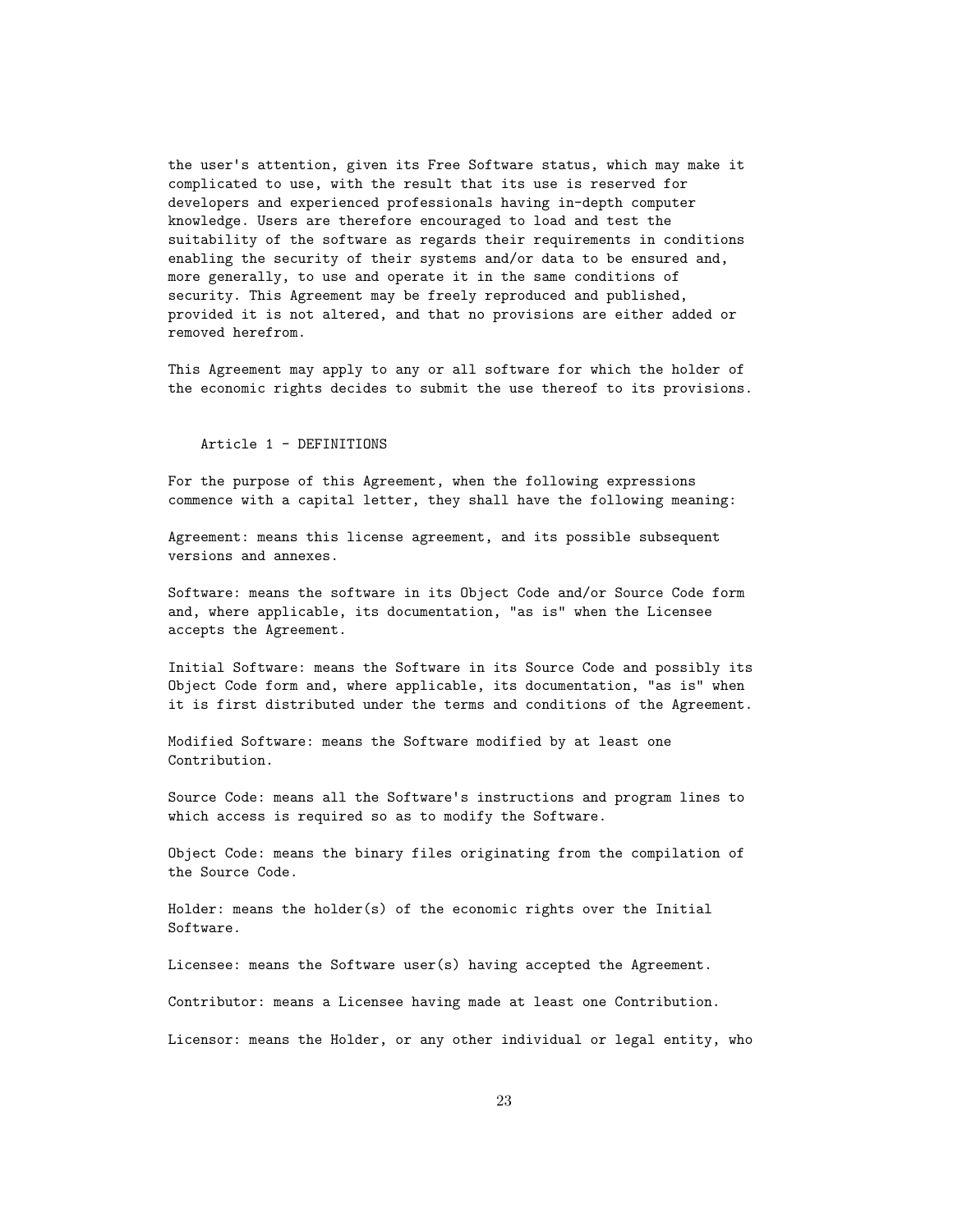the user's attention, given its Free Software status, which may make it complicated to use, with the result that its use is reserved for developers and experienced professionals having in-depth computer knowledge. Users are therefore encouraged to load and test the suitability of the software as regards their requirements in conditions enabling the security of their systems and/or data to be ensured and, more generally, to use and operate it in the same conditions of security. This Agreement may be freely reproduced and published, provided it is not altered, and that no provisions are either added or removed herefrom.

This Agreement may apply to any or all software for which the holder of the economic rights decides to submit the use thereof to its provisions.

## Article 1 - DEFINITIONS

For the purpose of this Agreement, when the following expressions commence with a capital letter, they shall have the following meaning:

Agreement: means this license agreement, and its possible subsequent versions and annexes.

Software: means the software in its Object Code and/or Source Code form and, where applicable, its documentation, "as is" when the Licensee accepts the Agreement.

Initial Software: means the Software in its Source Code and possibly its Object Code form and, where applicable, its documentation, "as is" when it is first distributed under the terms and conditions of the Agreement.

Modified Software: means the Software modified by at least one Contribution.

Source Code: means all the Software's instructions and program lines to which access is required so as to modify the Software.

Object Code: means the binary files originating from the compilation of the Source Code.

Holder: means the holder(s) of the economic rights over the Initial Software.

Licensee: means the Software user(s) having accepted the Agreement.

Contributor: means a Licensee having made at least one Contribution.

Licensor: means the Holder, or any other individual or legal entity, who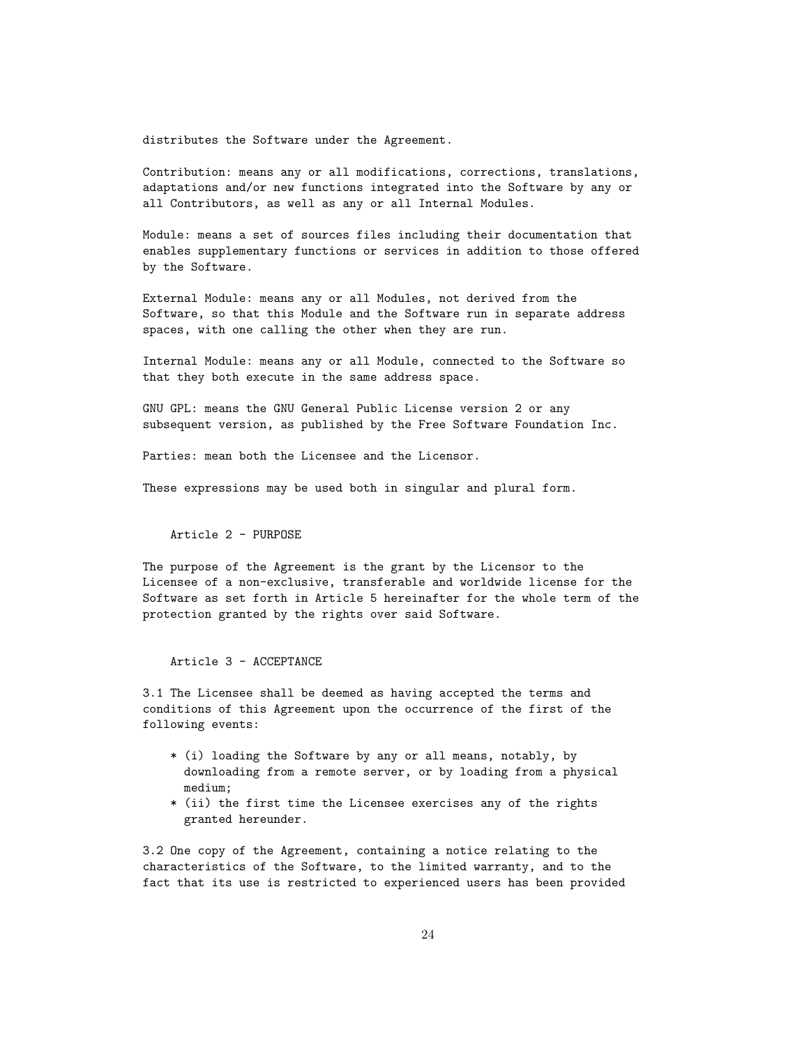distributes the Software under the Agreement.

Contribution: means any or all modifications, corrections, translations, adaptations and/or new functions integrated into the Software by any or all Contributors, as well as any or all Internal Modules.

Module: means a set of sources files including their documentation that enables supplementary functions or services in addition to those offered by the Software.

External Module: means any or all Modules, not derived from the Software, so that this Module and the Software run in separate address spaces, with one calling the other when they are run.

Internal Module: means any or all Module, connected to the Software so that they both execute in the same address space.

GNU GPL: means the GNU General Public License version 2 or any subsequent version, as published by the Free Software Foundation Inc.

Parties: mean both the Licensee and the Licensor.

These expressions may be used both in singular and plural form.

## Article 2 - PURPOSE

The purpose of the Agreement is the grant by the Licensor to the Licensee of a non-exclusive, transferable and worldwide license for the Software as set forth in Article 5 hereinafter for the whole term of the protection granted by the rights over said Software.

## Article 3 - ACCEPTANCE

3.1 The Licensee shall be deemed as having accepted the terms and conditions of this Agreement upon the occurrence of the first of the following events:

* (i) loading the Software by any or all means, notably, by downloading from a remote server, or by loading from a physical medium;
* (ii) the first time the Licensee exercises any of the rights granted hereunder.

3.2 One copy of the Agreement, containing a notice relating to the characteristics of the Software, to the limited warranty, and to the fact that its use is restricted to experienced users has been provided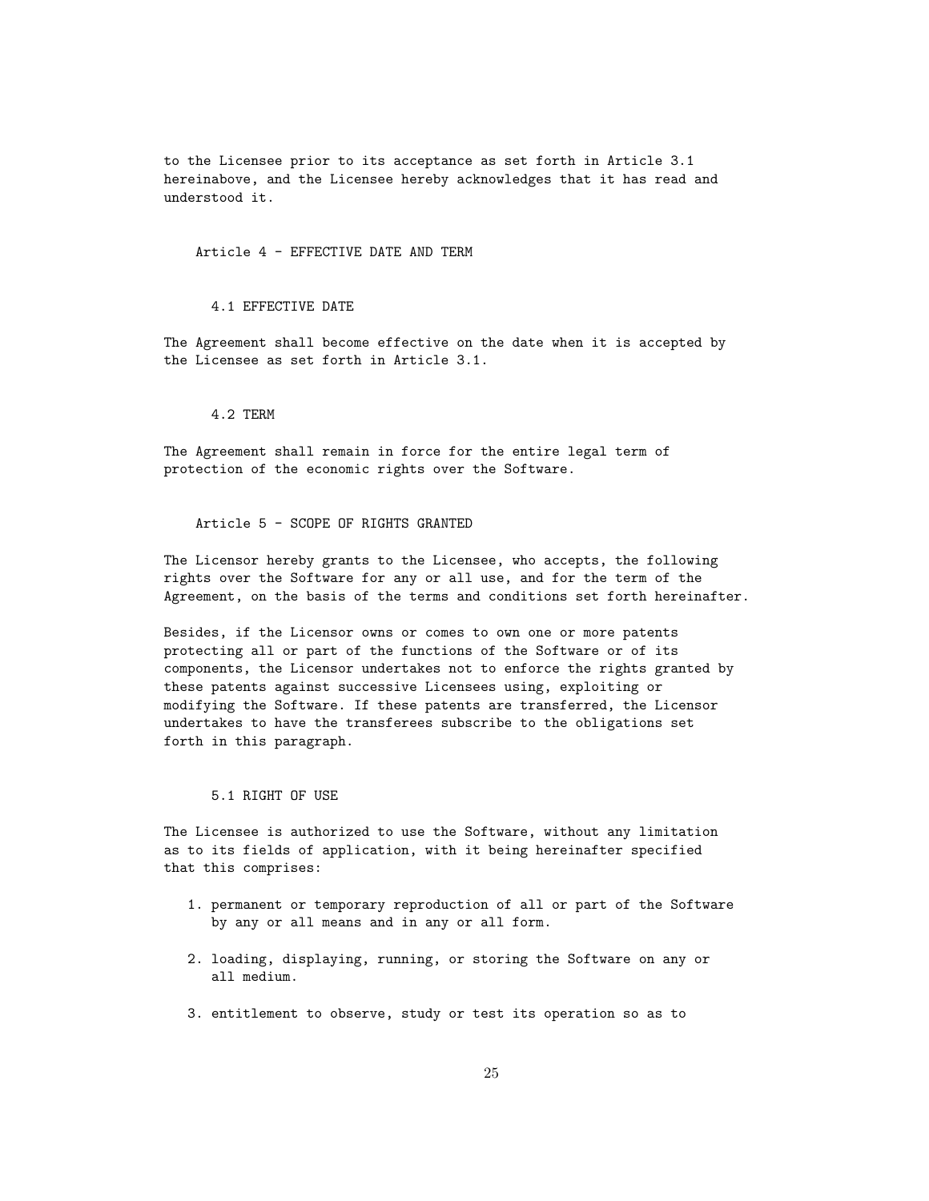to the Licensee prior to its acceptance as set forth in Article 3.1 hereinabove, and the Licensee hereby acknowledges that it has read and understood it.

## Article 4 - EFFECTIVE DATE AND TERM

### 4.1 EFFECTIVE DATE

The Agreement shall become effective on the date when it is accepted by the Licensee as set forth in Article 3.1.

### 4.2 TERM

The Agreement shall remain in force for the entire legal term of protection of the economic rights over the Software.

## Article 5 - SCOPE OF RIGHTS GRANTED

The Licensor hereby grants to the Licensee, who accepts, the following rights over the Software for any or all use, and for the term of the Agreement, on the basis of the terms and conditions set forth hereinafter.

Besides, if the Licensor owns or comes to own one or more patents protecting all or part of the functions of the Software or of its components, the Licensor undertakes not to enforce the rights granted by these patents against successive Licensees using, exploiting or modifying the Software. If these patents are transferred, the Licensor undertakes to have the transferees subscribe to the obligations set forth in this paragraph.

### 5.1 RIGHT OF USE

The Licensee is authorized to use the Software, without any limitation as to its fields of application, with it being hereinafter specified that this comprises:

1. permanent or temporary reproduction of all or part of the Software by any or all means and in any or all form.
2. loading, displaying, running, or storing the Software on any or all medium.
3. entitlement to observe, study or test its operation so as to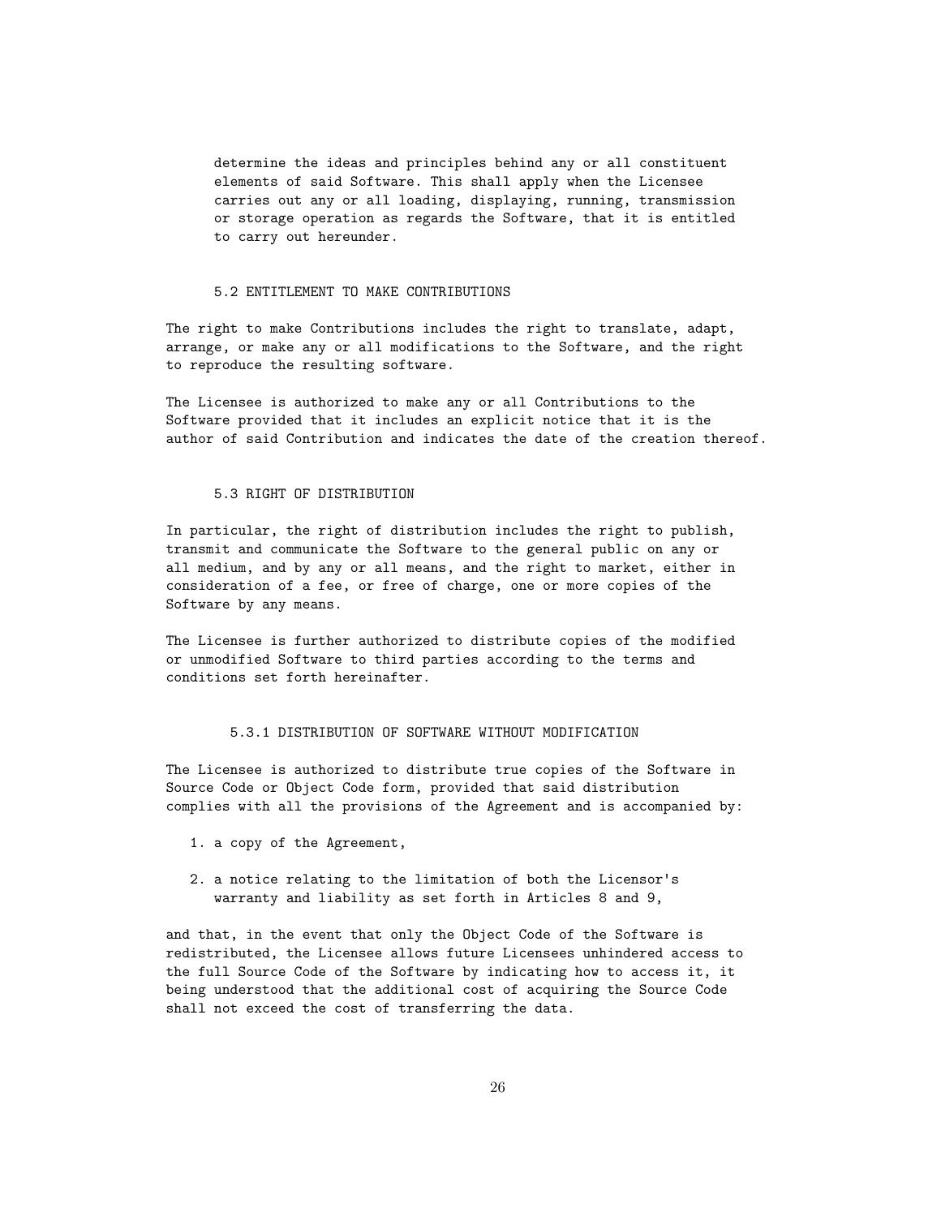determine the ideas and principles behind any or all constituent elements of said Software. This shall apply when the Licensee carries out any or all loading, displaying, running, transmission or storage operation as regards the Software, that it is entitled to carry out hereunder.

### 5.2 ENTITLEMENT TO MAKE CONTRIBUTIONS

The right to make Contributions includes the right to translate, adapt, arrange, or make any or all modifications to the Software, and the right to reproduce the resulting software.

The Licensee is authorized to make any or all Contributions to the Software provided that it includes an explicit notice that it is the author of said Contribution and indicates the date of the creation thereof.

### 5.3 RIGHT OF DISTRIBUTION

In particular, the right of distribution includes the right to publish, transmit and communicate the Software to the general public on any or all medium, and by any or all means, and the right to market, either in consideration of a fee, or free of charge, one or more copies of the Software by any means.

The Licensee is further authorized to distribute copies of the modified or unmodified Software to third parties according to the terms and conditions set forth hereinafter.

#### 5.3.1 DISTRIBUTION OF SOFTWARE WITHOUT MODIFICATION

The Licensee is authorized to distribute true copies of the Software in Source Code or Object Code form, provided that said distribution complies with all the provisions of the Agreement and is accompanied by:

1. a copy of the Agreement,
2. a notice relating to the limitation of both the Licensor's warranty and liability as set forth in Articles 8 and 9,

and that, in the event that only the Object Code of the Software is redistributed, the Licensee allows future Licensees unhindered access to the full Source Code of the Software by indicating how to access it, it being understood that the additional cost of acquiring the Source Code shall not exceed the cost of transferring the data.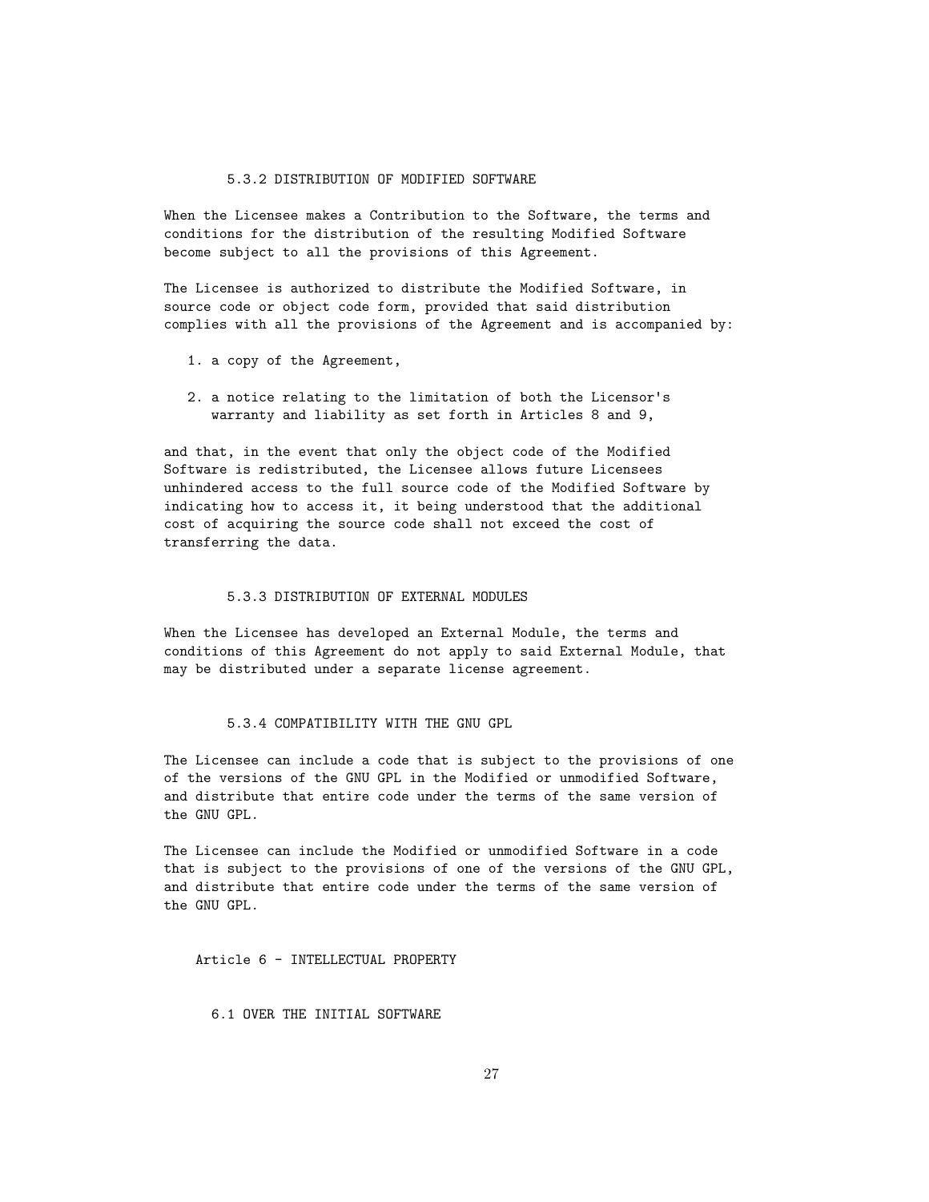#### 5.3.2 DISTRIBUTION OF MODIFIED SOFTWARE

When the Licensee makes a Contribution to the Software, the terms and conditions for the distribution of the resulting Modified Software become subject to all the provisions of this Agreement.

The Licensee is authorized to distribute the Modified Software, in source code or object code form, provided that said distribution complies with all the provisions of the Agreement and is accompanied by:

1. a copy of the Agreement,

2. a notice relating to the limitation of both the Licensor's warranty and liability as set forth in Articles 8 and 9,

and that, in the event that only the object code of the Modified Software is redistributed, the Licensee allows future Licensees unhindered access to the full source code of the Modified Software by indicating how to access it, it being understood that the additional cost of acquiring the source code shall not exceed the cost of transferring the data.

#### 5.3.3 DISTRIBUTION OF EXTERNAL MODULES

When the Licensee has developed an External Module, the terms and conditions of this Agreement do not apply to said External Module, that may be distributed under a separate license agreement.

#### 5.3.4 COMPATIBILITY WITH THE GNU GPL

The Licensee can include a code that is subject to the provisions of one of the versions of the GNU GPL in the Modified or unmodified Software, and distribute that entire code under the terms of the same version of the GNU GPL.

The Licensee can include the Modified or unmodified Software in a code that is subject to the provisions of one of the versions of the GNU GPL, and distribute that entire code under the terms of the same version of the GNU GPL.

## Article 6 - INTELLECTUAL PROPERTY

### 6.1 OVER THE INITIAL SOFTWARE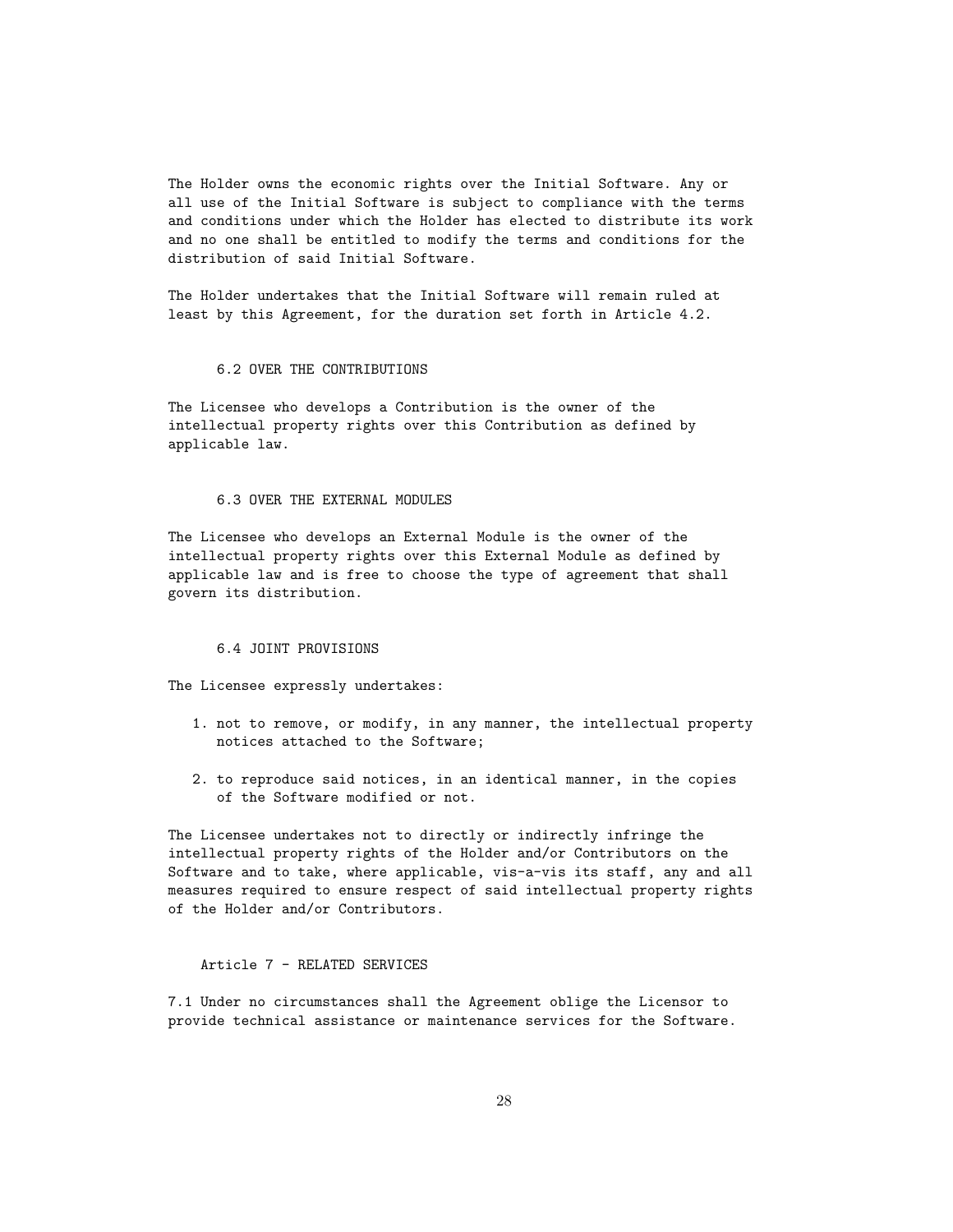The Holder owns the economic rights over the Initial Software. Any or all use of the Initial Software is subject to compliance with the terms and conditions under which the Holder has elected to distribute its work and no one shall be entitled to modify the terms and conditions for the distribution of said Initial Software.

The Holder undertakes that the Initial Software will remain ruled at least by this Agreement, for the duration set forth in Article 4.2.

### 6.2 OVER THE CONTRIBUTIONS

The Licensee who develops a Contribution is the owner of the intellectual property rights over this Contribution as defined by applicable law.

### 6.3 OVER THE EXTERNAL MODULES

The Licensee who develops an External Module is the owner of the intellectual property rights over this External Module as defined by applicable law and is free to choose the type of agreement that shall govern its distribution.

### 6.4 JOINT PROVISIONS

The Licensee expressly undertakes:

1. not to remove, or modify, in any manner, the intellectual property notices attached to the Software;
2. to reproduce said notices, in an identical manner, in the copies of the Software modified or not.

The Licensee undertakes not to directly or indirectly infringe the intellectual property rights of the Holder and/or Contributors on the Software and to take, where applicable, vis-a-vis its staff, any and all measures required to ensure respect of said intellectual property rights of the Holder and/or Contributors.

## Article 7 - RELATED SERVICES

7.1 Under no circumstances shall the Agreement oblige the Licensor to provide technical assistance or maintenance services for the Software.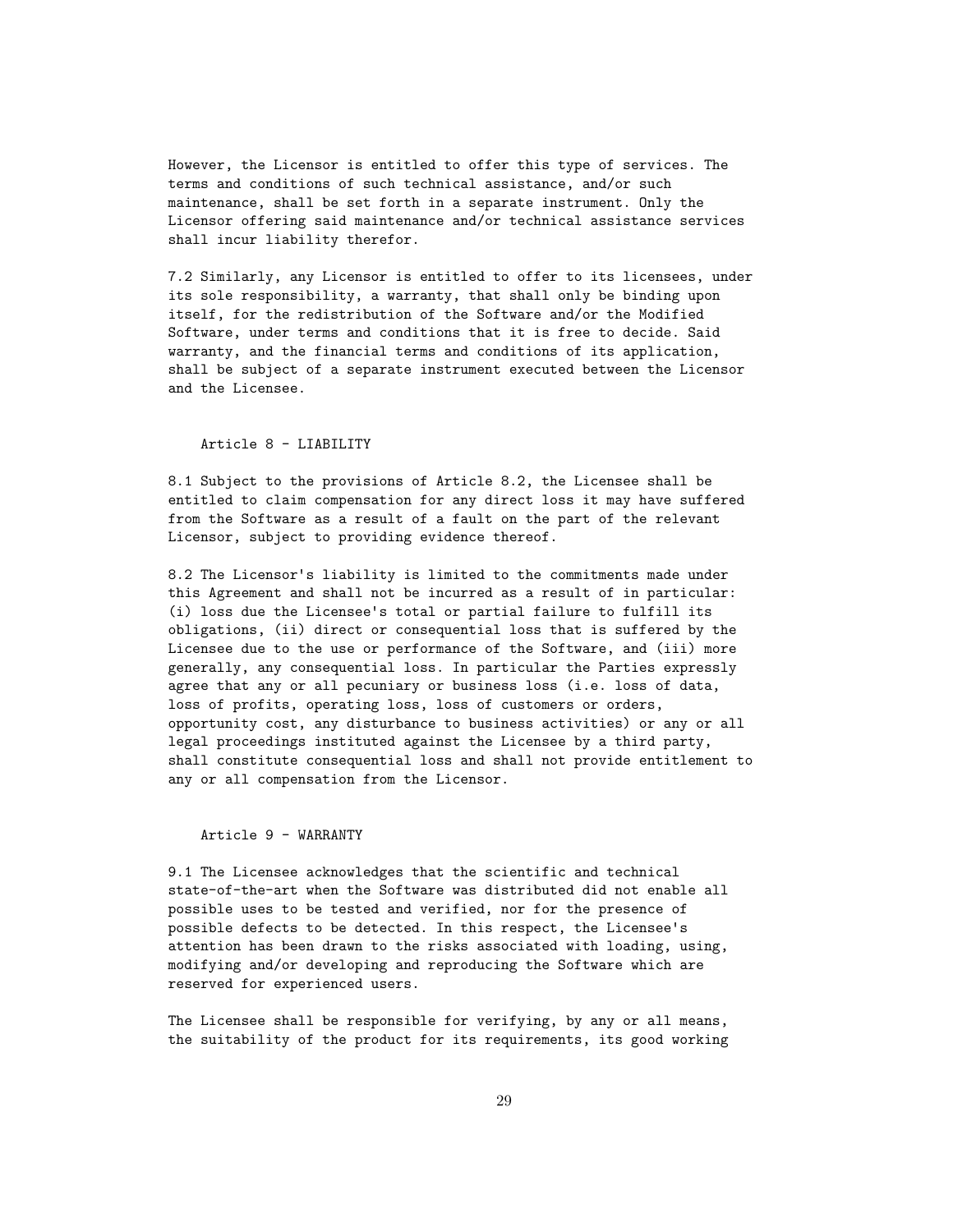However, the Licensor is entitled to offer this type of services. The terms and conditions of such technical assistance, and/or such maintenance, shall be set forth in a separate instrument. Only the Licensor offering said maintenance and/or technical assistance services shall incur liability therefor.

7.2 Similarly, any Licensor is entitled to offer to its licensees, under its sole responsibility, a warranty, that shall only be binding upon itself, for the redistribution of the Software and/or the Modified Software, under terms and conditions that it is free to decide. Said warranty, and the financial terms and conditions of its application, shall be subject of a separate instrument executed between the Licensor and the Licensee.

## Article 8 - LIABILITY

8.1 Subject to the provisions of Article 8.2, the Licensee shall be entitled to claim compensation for any direct loss it may have suffered from the Software as a result of a fault on the part of the relevant Licensor, subject to providing evidence thereof.

8.2 The Licensor's liability is limited to the commitments made under this Agreement and shall not be incurred as a result of in particular: (i) loss due the Licensee's total or partial failure to fulfill its obligations, (ii) direct or consequential loss that is suffered by the Licensee due to the use or performance of the Software, and (iii) more generally, any consequential loss. In particular the Parties expressly agree that any or all pecuniary or business loss (i.e. loss of data, loss of profits, operating loss, loss of customers or orders, opportunity cost, any disturbance to business activities) or any or all legal proceedings instituted against the Licensee by a third party, shall constitute consequential loss and shall not provide entitlement to any or all compensation from the Licensor.

## Article 9 - WARRANTY

9.1 The Licensee acknowledges that the scientific and technical state-of-the-art when the Software was distributed did not enable all possible uses to be tested and verified, nor for the presence of possible defects to be detected. In this respect, the Licensee's attention has been drawn to the risks associated with loading, using, modifying and/or developing and reproducing the Software which are reserved for experienced users.

The Licensee shall be responsible for verifying, by any or all means, the suitability of the product for its requirements, its good working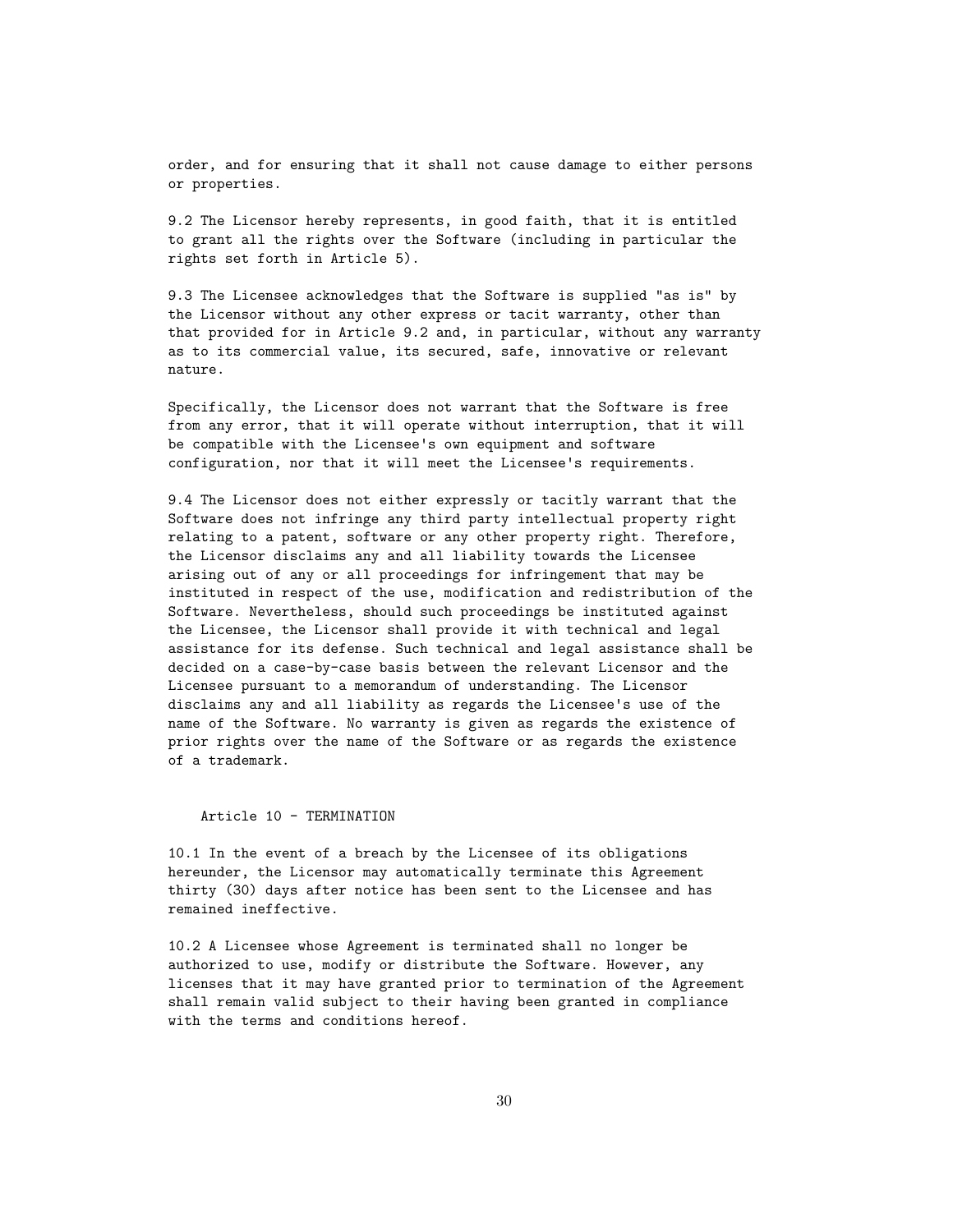order, and for ensuring that it shall not cause damage to either persons or properties.

9.2 The Licensor hereby represents, in good faith, that it is entitled to grant all the rights over the Software (including in particular the rights set forth in Article 5).

9.3 The Licensee acknowledges that the Software is supplied "as is" by the Licensor without any other express or tacit warranty, other than that provided for in Article 9.2 and, in particular, without any warranty as to its commercial value, its secured, safe, innovative or relevant nature.

Specifically, the Licensor does not warrant that the Software is free from any error, that it will operate without interruption, that it will be compatible with the Licensee's own equipment and software configuration, nor that it will meet the Licensee's requirements.

9.4 The Licensor does not either expressly or tacitly warrant that the Software does not infringe any third party intellectual property right relating to a patent, software or any other property right. Therefore, the Licensor disclaims any and all liability towards the Licensee arising out of any or all proceedings for infringement that may be instituted in respect of the use, modification and redistribution of the Software. Nevertheless, should such proceedings be instituted against the Licensee, the Licensor shall provide it with technical and legal assistance for its defense. Such technical and legal assistance shall be decided on a case-by-case basis between the relevant Licensor and the Licensee pursuant to a memorandum of understanding. The Licensor disclaims any and all liability as regards the Licensee's use of the name of the Software. No warranty is given as regards the existence of prior rights over the name of the Software or as regards the existence of a trademark.

## Article 10 - TERMINATION

10.1 In the event of a breach by the Licensee of its obligations hereunder, the Licensor may automatically terminate this Agreement thirty (30) days after notice has been sent to the Licensee and has remained ineffective.

10.2 A Licensee whose Agreement is terminated shall no longer be authorized to use, modify or distribute the Software. However, any licenses that it may have granted prior to termination of the Agreement shall remain valid subject to their having been granted in compliance with the terms and conditions hereof.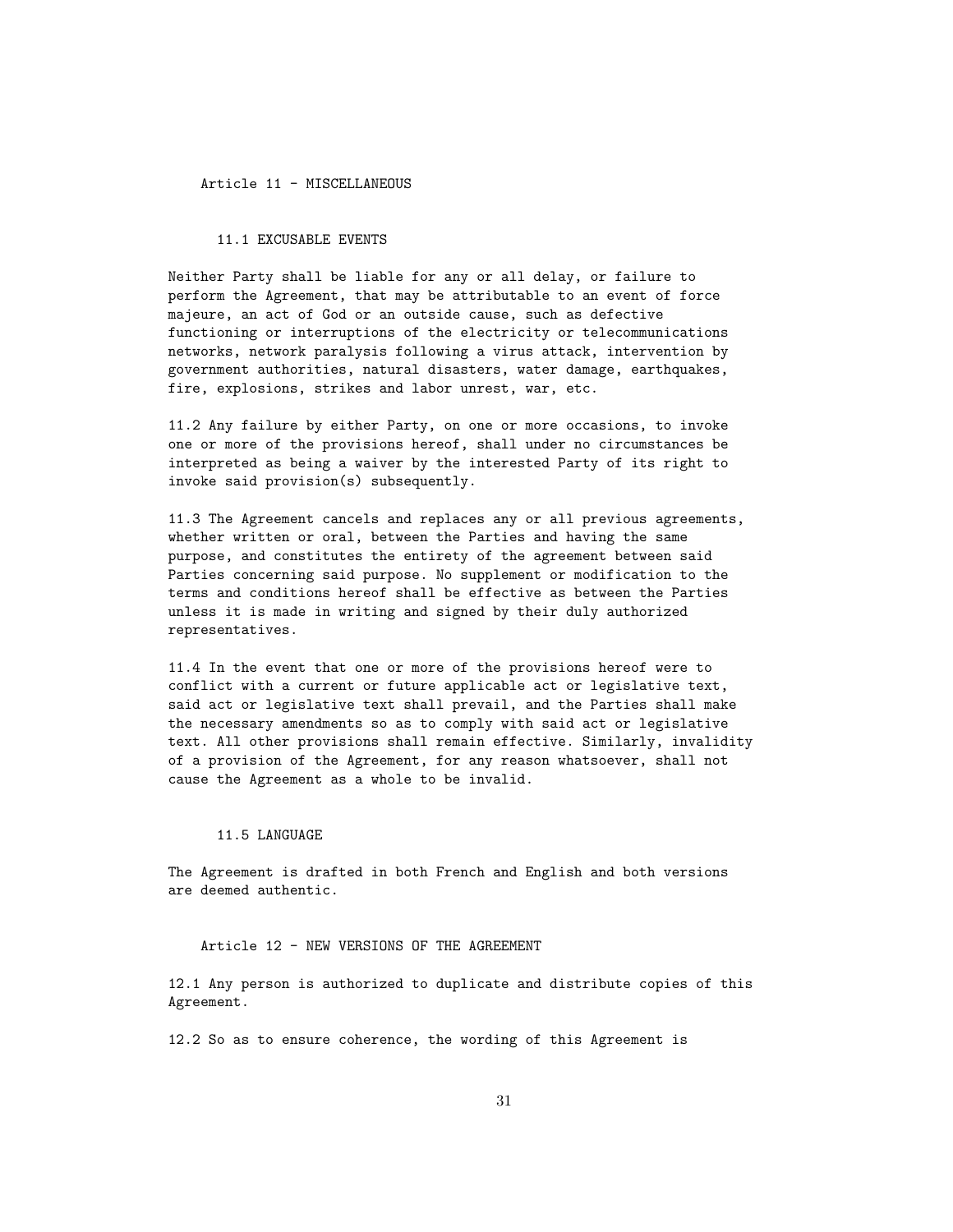## Article 11 - MISCELLANEOUS

### 11.1 EXCUSABLE EVENTS

Neither Party shall be liable for any or all delay, or failure to perform the Agreement, that may be attributable to an event of force majeure, an act of God or an outside cause, such as defective functioning or interruptions of the electricity or telecommunications networks, network paralysis following a virus attack, intervention by government authorities, natural disasters, water damage, earthquakes, fire, explosions, strikes and labor unrest, war, etc.

11.2 Any failure by either Party, on one or more occasions, to invoke one or more of the provisions hereof, shall under no circumstances be interpreted as being a waiver by the interested Party of its right to invoke said provision(s) subsequently.

11.3 The Agreement cancels and replaces any or all previous agreements, whether written or oral, between the Parties and having the same purpose, and constitutes the entirety of the agreement between said Parties concerning said purpose. No supplement or modification to the terms and conditions hereof shall be effective as between the Parties unless it is made in writing and signed by their duly authorized representatives.

11.4 In the event that one or more of the provisions hereof were to conflict with a current or future applicable act or legislative text, said act or legislative text shall prevail, and the Parties shall make the necessary amendments so as to comply with said act or legislative text. All other provisions shall remain effective. Similarly, invalidity of a provision of the Agreement, for any reason whatsoever, shall not cause the Agreement as a whole to be invalid.

### 11.5 LANGUAGE

The Agreement is drafted in both French and English and both versions are deemed authentic.

## Article 12 - NEW VERSIONS OF THE AGREEMENT

12.1 Any person is authorized to duplicate and distribute copies of this Agreement.

12.2 So as to ensure coherence, the wording of this Agreement is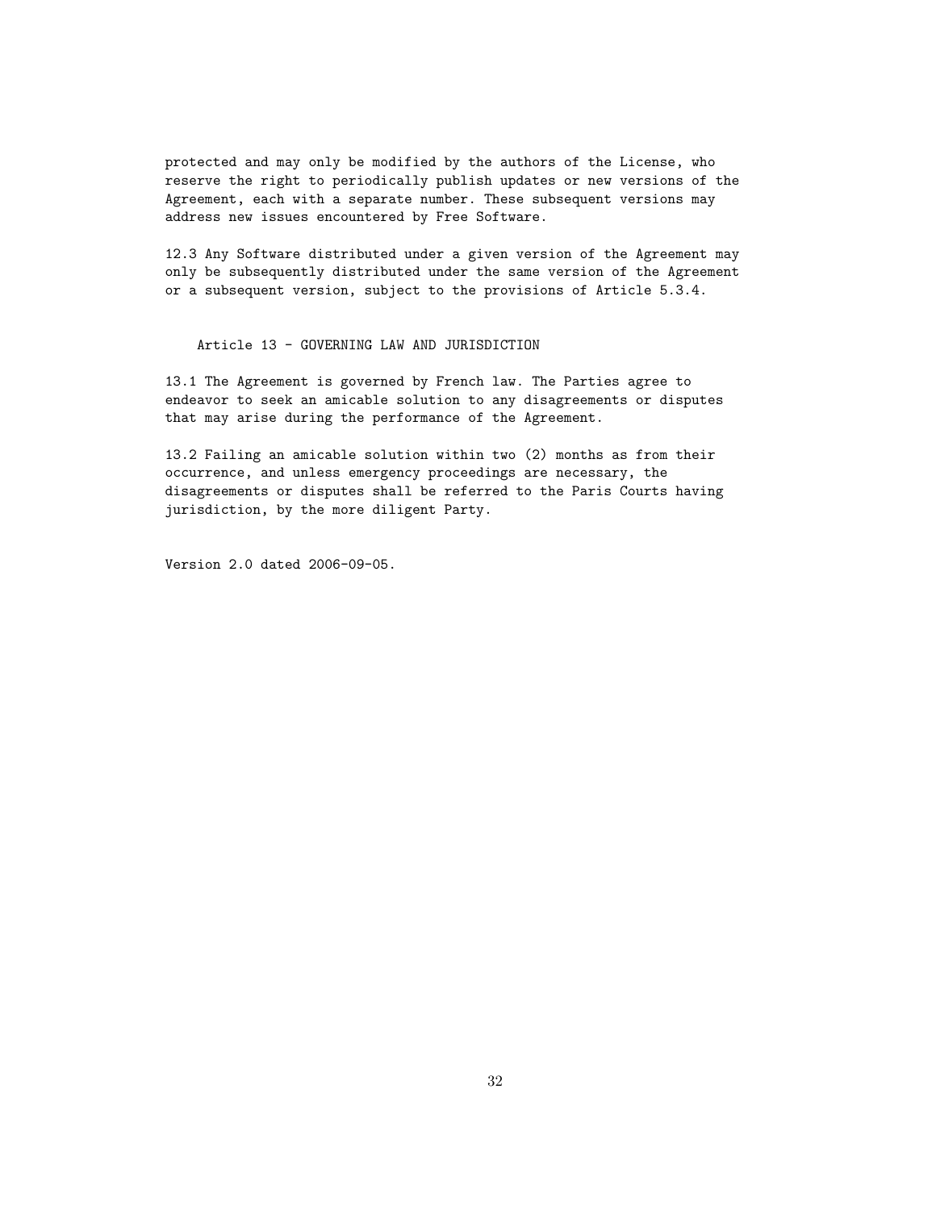protected and may only be modified by the authors of the License, who reserve the right to periodically publish updates or new versions of the Agreement, each with a separate number. These subsequent versions may address new issues encountered by Free Software.

12.3 Any Software distributed under a given version of the Agreement may only be subsequently distributed under the same version of the Agreement or a subsequent version, subject to the provisions of Article 5.3.4.

## Article 13 - GOVERNING LAW AND JURISDICTION

13.1 The Agreement is governed by French law. The Parties agree to endeavor to seek an amicable solution to any disagreements or disputes that may arise during the performance of the Agreement.

13.2 Failing an amicable solution within two (2) months as from their occurrence, and unless emergency proceedings are necessary, the disagreements or disputes shall be referred to the Paris Courts having jurisdiction, by the more diligent Party.

Version 2.0 dated 2006-09-05.